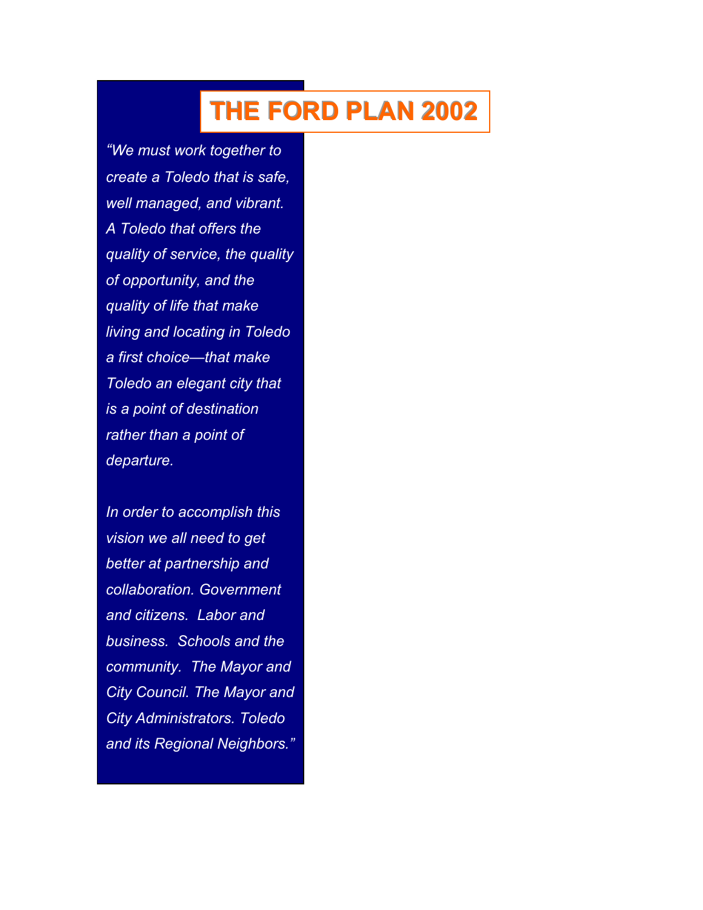# THE FORD PLAN 2002

*"We must work together to create a Toledo that is safe, well managed, and vibrant. A Toledo that offers the quality of service, the quality of opportunity, and the quality of life that make living and locating in Toledo a first choice—that make Toledo an elegant city that is a point of destination rather than a point of departure.*

*In order to accomplish this vision we all need to get better at partnership and collaboration. Government and citizens. Labor and business. Schools and the community. The Mayor and City Council. The Mayor and City Administrators. Toledo and its Regional Neighbors."*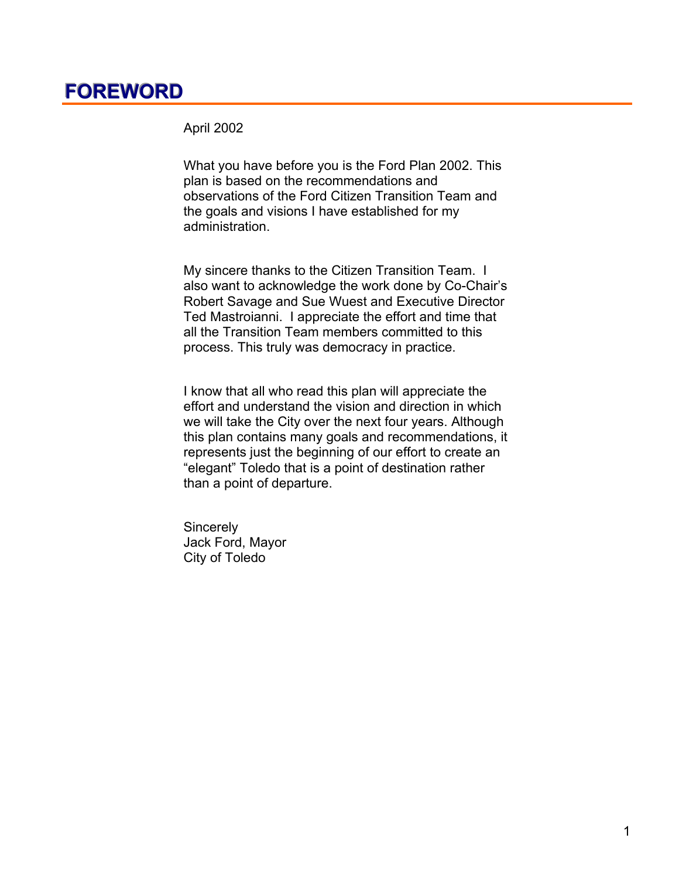# FOREWORD

April 2002

What you have before you is the Ford Plan 2002. This plan is based on the recommendations and observations of the Ford Citizen Transition Team and the goals and visions I have established for my administration.

My sincere thanks to the Citizen Transition Team. I also want to acknowledge the work done by Co-Chair's Robert Savage and Sue Wuest and Executive Director Ted Mastroianni. I appreciate the effort and time that all the Transition Team members committed to this process. This truly was democracy in practice.

I know that all who read this plan will appreciate the effort and understand the vision and direction in which we will take the City over the next four years. Although this plan contains many goals and recommendations, it represents just the beginning of our effort to create an "elegant" Toledo that is a point of destination rather than a point of departure.

Sincerely  
Jack Ford, Mayor  
City of Toledo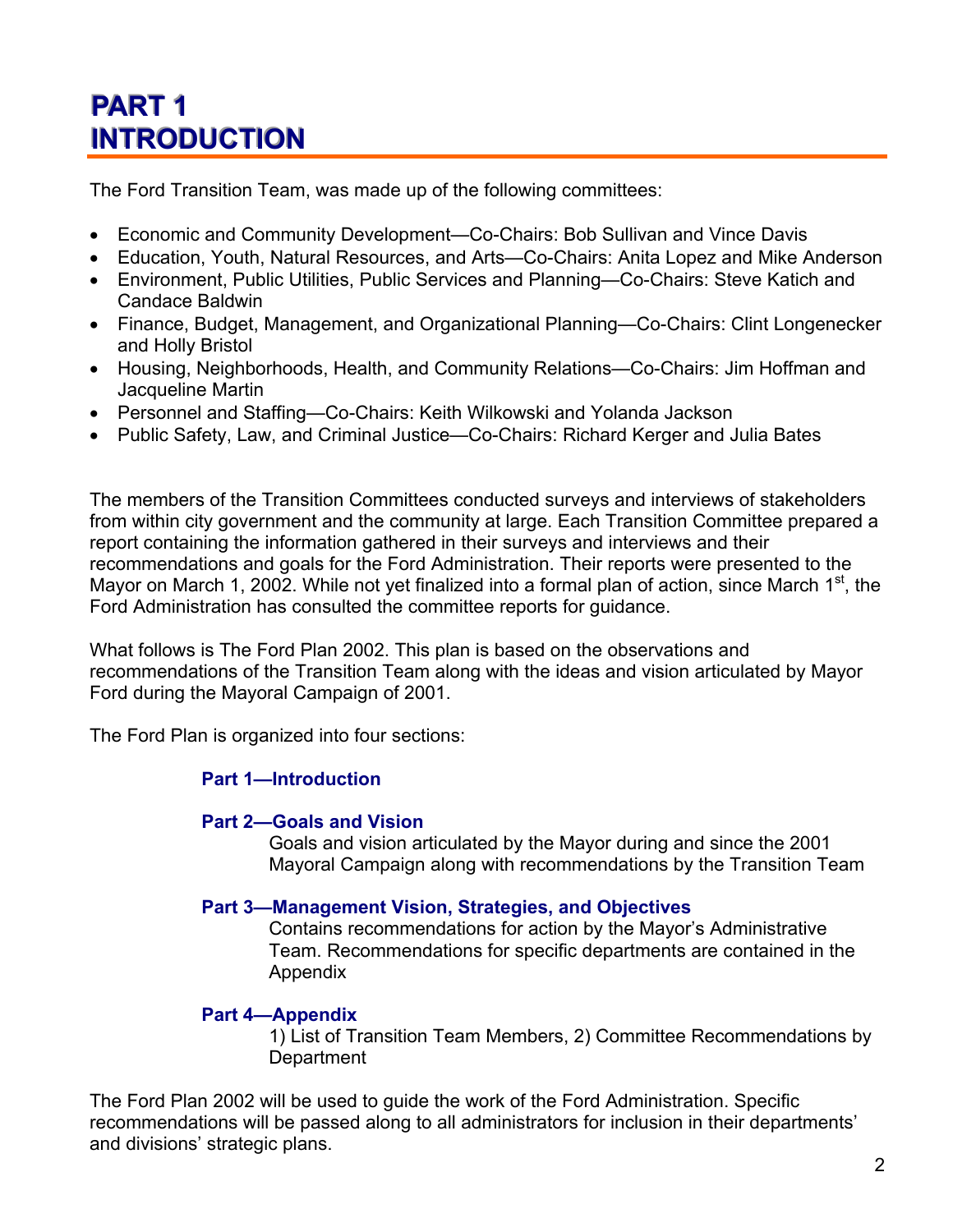# PART 1
# INTRODUCTION

The Ford Transition Team, was made up of the following committees:

- Economic and Community Development—Co-Chairs: Bob Sullivan and Vince Davis
- Education, Youth, Natural Resources, and Arts—Co-Chairs: Anita Lopez and Mike Anderson
- Environment, Public Utilities, Public Services and Planning—Co-Chairs: Steve Katich and Candace Baldwin
- Finance, Budget, Management, and Organizational Planning—Co-Chairs: Clint Longenecker and Holly Bristol
- Housing, Neighborhoods, Health, and Community Relations—Co-Chairs: Jim Hoffman and Jacqueline Martin
- Personnel and Staffing—Co-Chairs: Keith Wilkowski and Yolanda Jackson
- Public Safety, Law, and Criminal Justice—Co-Chairs: Richard Kerger and Julia Bates

The members of the Transition Committees conducted surveys and interviews of stakeholders from within city government and the community at large. Each Transition Committee prepared a report containing the information gathered in their surveys and interviews and their recommendations and goals for the Ford Administration. Their reports were presented to the Mayor on March 1, 2002. While not yet finalized into a formal plan of action, since March 1st, the Ford Administration has consulted the committee reports for guidance.

What follows is The Ford Plan 2002. This plan is based on the observations and recommendations of the Transition Team along with the ideas and vision articulated by Mayor Ford during the Mayoral Campaign of 2001.

The Ford Plan is organized into four sections:

**Part 1—Introduction**

**Part 2—Goals and Vision**
Goals and vision articulated by the Mayor during and since the 2001 Mayoral Campaign along with recommendations by the Transition Team

**Part 3—Management Vision, Strategies, and Objectives**
Contains recommendations for action by the Mayor's Administrative Team. Recommendations for specific departments are contained in the Appendix

**Part 4—Appendix**
1) List of Transition Team Members, 2) Committee Recommendations by Department

The Ford Plan 2002 will be used to guide the work of the Ford Administration. Specific recommendations will be passed along to all administrators for inclusion in their departments' and divisions' strategic plans.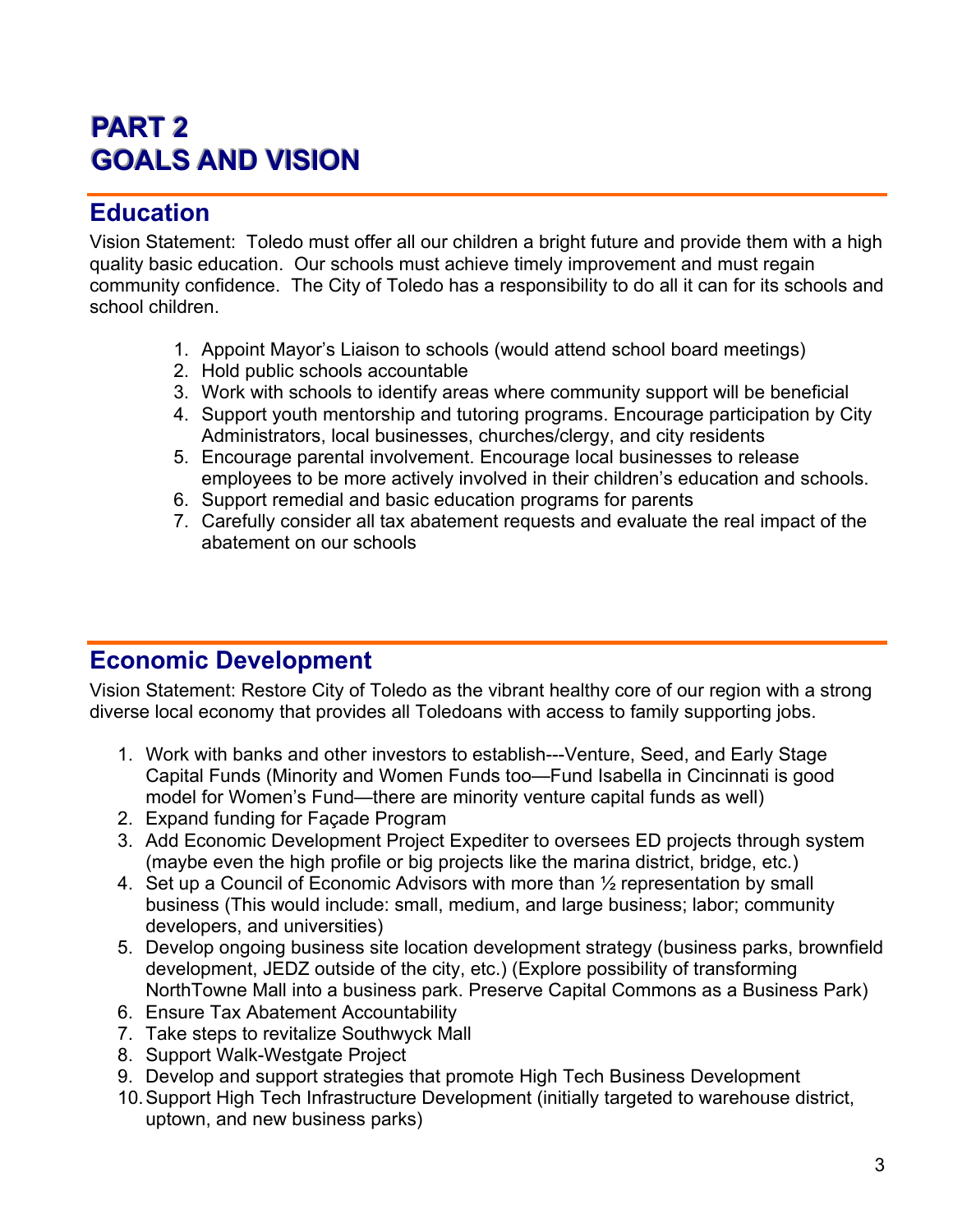# PART 2
# GOALS AND VISION

## Education

Vision Statement: Toledo must offer all our children a bright future and provide them with a high quality basic education. Our schools must achieve timely improvement and must regain community confidence. The City of Toledo has a responsibility to do all it can for its schools and school children.

1. Appoint Mayor's Liaison to schools (would attend school board meetings)
2. Hold public schools accountable
3. Work with schools to identify areas where community support will be beneficial
4. Support youth mentorship and tutoring programs. Encourage participation by City Administrators, local businesses, churches/clergy, and city residents
5. Encourage parental involvement. Encourage local businesses to release employees to be more actively involved in their children's education and schools.
6. Support remedial and basic education programs for parents
7. Carefully consider all tax abatement requests and evaluate the real impact of the abatement on our schools

## Economic Development

Vision Statement: Restore City of Toledo as the vibrant healthy core of our region with a strong diverse local economy that provides all Toledoans with access to family supporting jobs.

1. Work with banks and other investors to establish---Venture, Seed, and Early Stage Capital Funds (Minority and Women Funds too—Fund Isabella in Cincinnati is good model for Women's Fund—there are minority venture capital funds as well)
2. Expand funding for Façade Program
3. Add Economic Development Project Expediter to oversees ED projects through system (maybe even the high profile or big projects like the marina district, bridge, etc.)
4. Set up a Council of Economic Advisors with more than ½ representation by small business (This would include: small, medium, and large business; labor; community developers, and universities)
5. Develop ongoing business site location development strategy (business parks, brownfield development, JEDZ outside of the city, etc.) (Explore possibility of transforming NorthTowne Mall into a business park. Preserve Capital Commons as a Business Park)
6. Ensure Tax Abatement Accountability
7. Take steps to revitalize Southwyck Mall
8. Support Walk-Westgate Project
9. Develop and support strategies that promote High Tech Business Development
10. Support High Tech Infrastructure Development (initially targeted to warehouse district, uptown, and new business parks)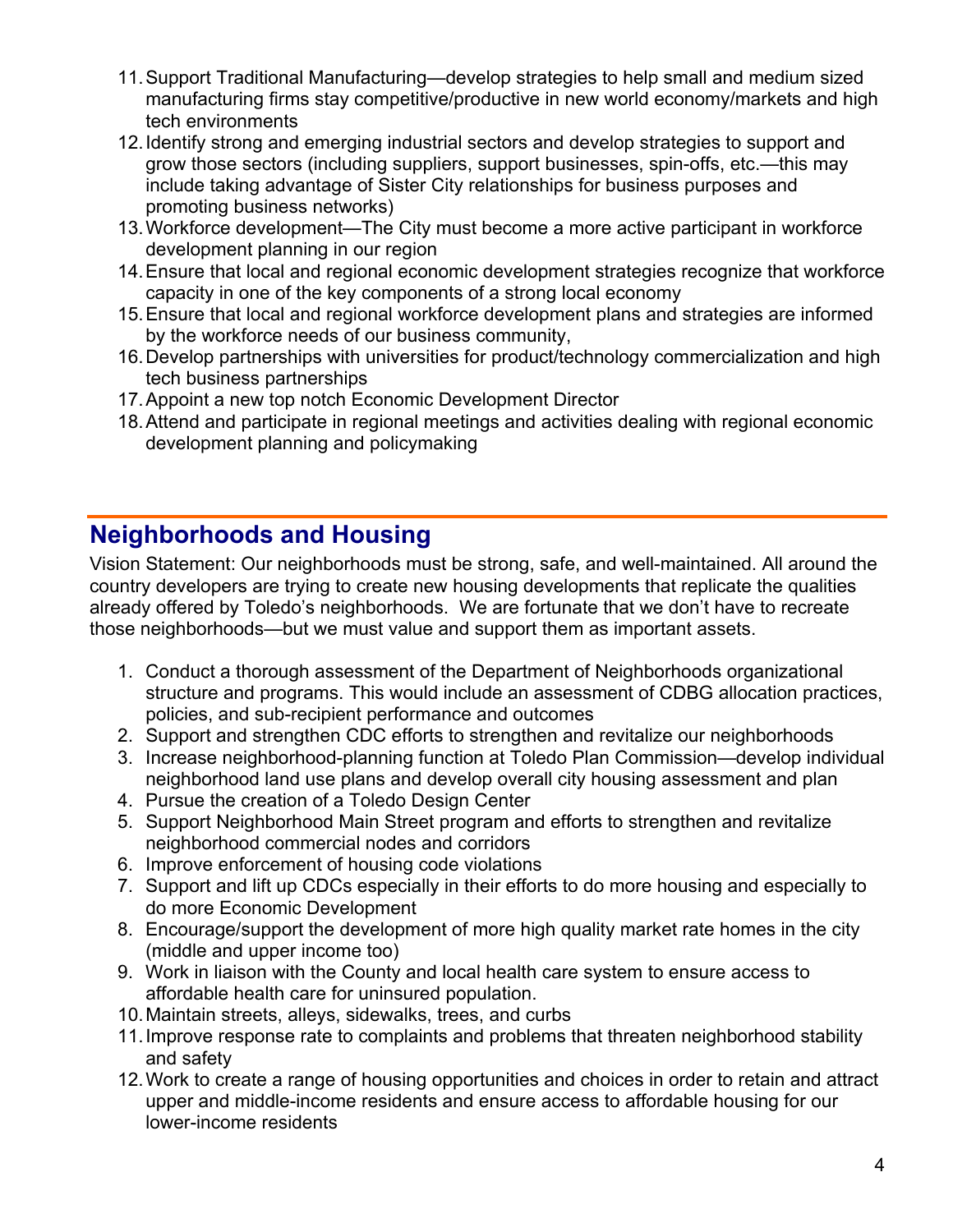11. Support Traditional Manufacturing—develop strategies to help small and medium sized manufacturing firms stay competitive/productive in new world economy/markets and high tech environments
12. Identify strong and emerging industrial sectors and develop strategies to support and grow those sectors (including suppliers, support businesses, spin-offs, etc.—this may include taking advantage of Sister City relationships for business purposes and promoting business networks)
13. Workforce development—The City must become a more active participant in workforce development planning in our region
14. Ensure that local and regional economic development strategies recognize that workforce capacity in one of the key components of a strong local economy
15. Ensure that local and regional workforce development plans and strategies are informed by the workforce needs of our business community,
16. Develop partnerships with universities for product/technology commercialization and high tech business partnerships
17. Appoint a new top notch Economic Development Director
18. Attend and participate in regional meetings and activities dealing with regional economic development planning and policymaking

## Neighborhoods and Housing

Vision Statement: Our neighborhoods must be strong, safe, and well-maintained. All around the country developers are trying to create new housing developments that replicate the qualities already offered by Toledo's neighborhoods. We are fortunate that we don't have to recreate those neighborhoods—but we must value and support them as important assets.

1. Conduct a thorough assessment of the Department of Neighborhoods organizational structure and programs. This would include an assessment of CDBG allocation practices, policies, and sub-recipient performance and outcomes
2. Support and strengthen CDC efforts to strengthen and revitalize our neighborhoods
3. Increase neighborhood-planning function at Toledo Plan Commission—develop individual neighborhood land use plans and develop overall city housing assessment and plan
4. Pursue the creation of a Toledo Design Center
5. Support Neighborhood Main Street program and efforts to strengthen and revitalize neighborhood commercial nodes and corridors
6. Improve enforcement of housing code violations
7. Support and lift up CDCs especially in their efforts to do more housing and especially to do more Economic Development
8. Encourage/support the development of more high quality market rate homes in the city (middle and upper income too)
9. Work in liaison with the County and local health care system to ensure access to affordable health care for uninsured population.
10. Maintain streets, alleys, sidewalks, trees, and curbs
11. Improve response rate to complaints and problems that threaten neighborhood stability and safety
12. Work to create a range of housing opportunities and choices in order to retain and attract upper and middle-income residents and ensure access to affordable housing for our lower-income residents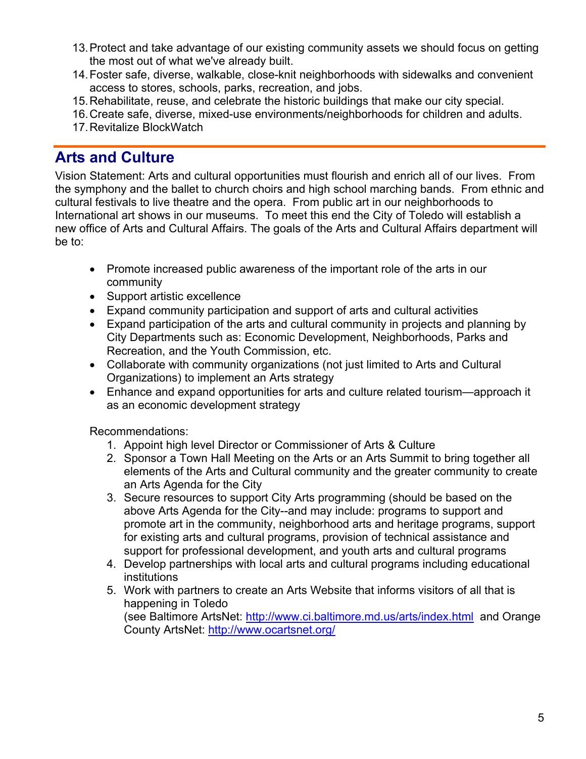13. Protect and take advantage of our existing community assets we should focus on getting the most out of what we've already built.
14. Foster safe, diverse, walkable, close-knit neighborhoods with sidewalks and convenient access to stores, schools, parks, recreation, and jobs.
15. Rehabilitate, reuse, and celebrate the historic buildings that make our city special.
16. Create safe, diverse, mixed-use environments/neighborhoods for children and adults.
17. Revitalize BlockWatch

## Arts and Culture

Vision Statement: Arts and cultural opportunities must flourish and enrich all of our lives. From the symphony and the ballet to church choirs and high school marching bands. From ethnic and cultural festivals to live theatre and the opera. From public art in our neighborhoods to International art shows in our museums. To meet this end the City of Toledo will establish a new office of Arts and Cultural Affairs. The goals of the Arts and Cultural Affairs department will be to:

- Promote increased public awareness of the important role of the arts in our community
- Support artistic excellence
- Expand community participation and support of arts and cultural activities
- Expand participation of the arts and cultural community in projects and planning by City Departments such as: Economic Development, Neighborhoods, Parks and Recreation, and the Youth Commission, etc.
- Collaborate with community organizations (not just limited to Arts and Cultural Organizations) to implement an Arts strategy
- Enhance and expand opportunities for arts and culture related tourism—approach it as an economic development strategy

Recommendations:

1. Appoint high level Director or Commissioner of Arts & Culture
2. Sponsor a Town Hall Meeting on the Arts or an Arts Summit to bring together all elements of the Arts and Cultural community and the greater community to create an Arts Agenda for the City
3. Secure resources to support City Arts programming (should be based on the above Arts Agenda for the City--and may include: programs to support and promote art in the community, neighborhood arts and heritage programs, support for existing arts and cultural programs, provision of technical assistance and support for professional development, and youth arts and cultural programs
4. Develop partnerships with local arts and cultural programs including educational institutions
5. Work with partners to create an Arts Website that informs visitors of all that is happening in Toledo
   (see Baltimore ArtsNet: http://www.ci.baltimore.md.us/arts/index.html and Orange County ArtsNet: http://www.ocartsnet.org/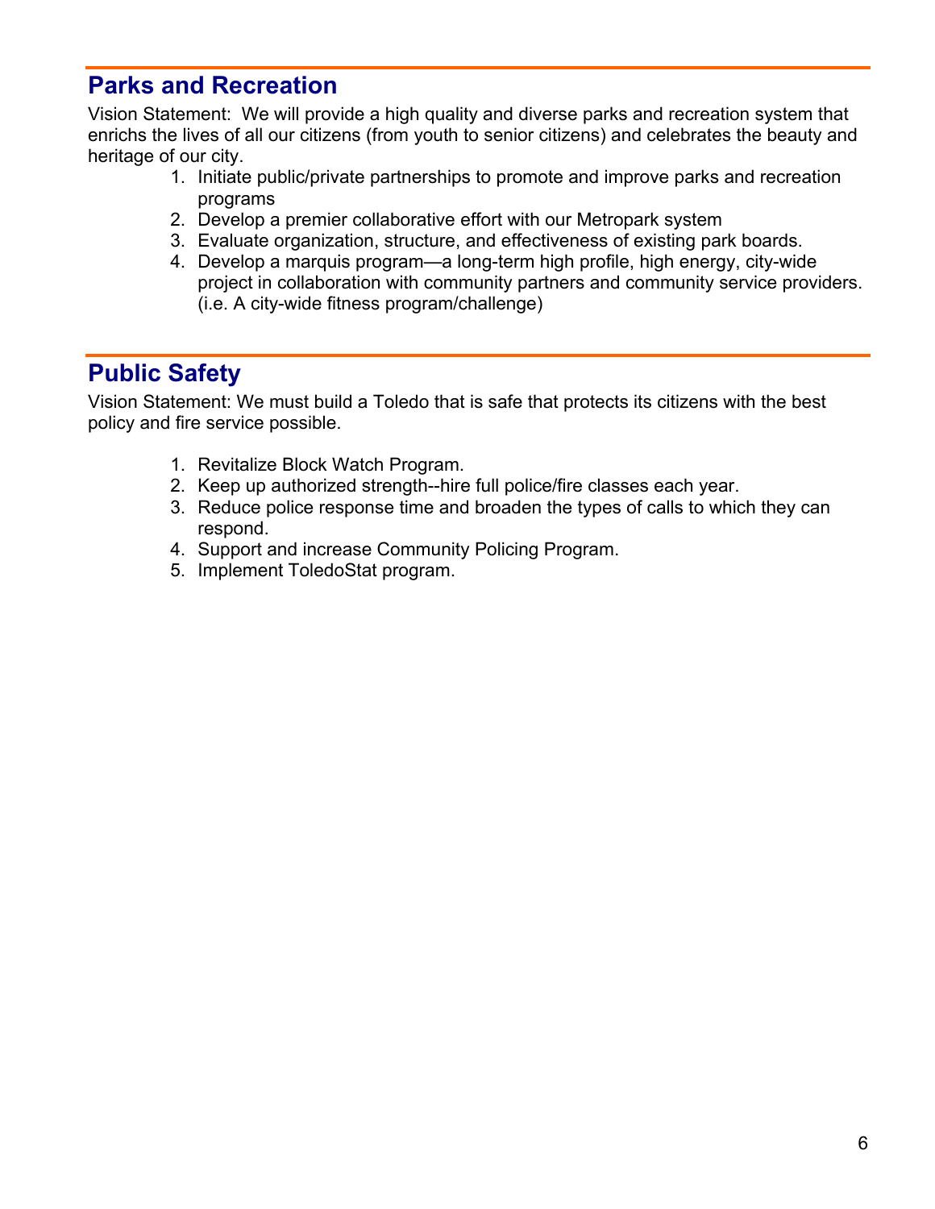## Parks and Recreation

Vision Statement: We will provide a high quality and diverse parks and recreation system that enriches the lives of all our citizens (from youth to senior citizens) and celebrates the beauty and heritage of our city.

1. Initiate public/private partnerships to promote and improve parks and recreation programs
2. Develop a premier collaborative effort with our Metropark system
3. Evaluate organization, structure, and effectiveness of existing park boards.
4. Develop a marquis program—a long-term high profile, high energy, city-wide project in collaboration with community partners and community service providers. (i.e. A city-wide fitness program/challenge)

## Public Safety

Vision Statement: We must build a Toledo that is safe that protects its citizens with the best policy and fire service possible.

1. Revitalize Block Watch Program.
2. Keep up authorized strength--hire full police/fire classes each year.
3. Reduce police response time and broaden the types of calls to which they can respond.
4. Support and increase Community Policing Program.
5. Implement ToledoStat program.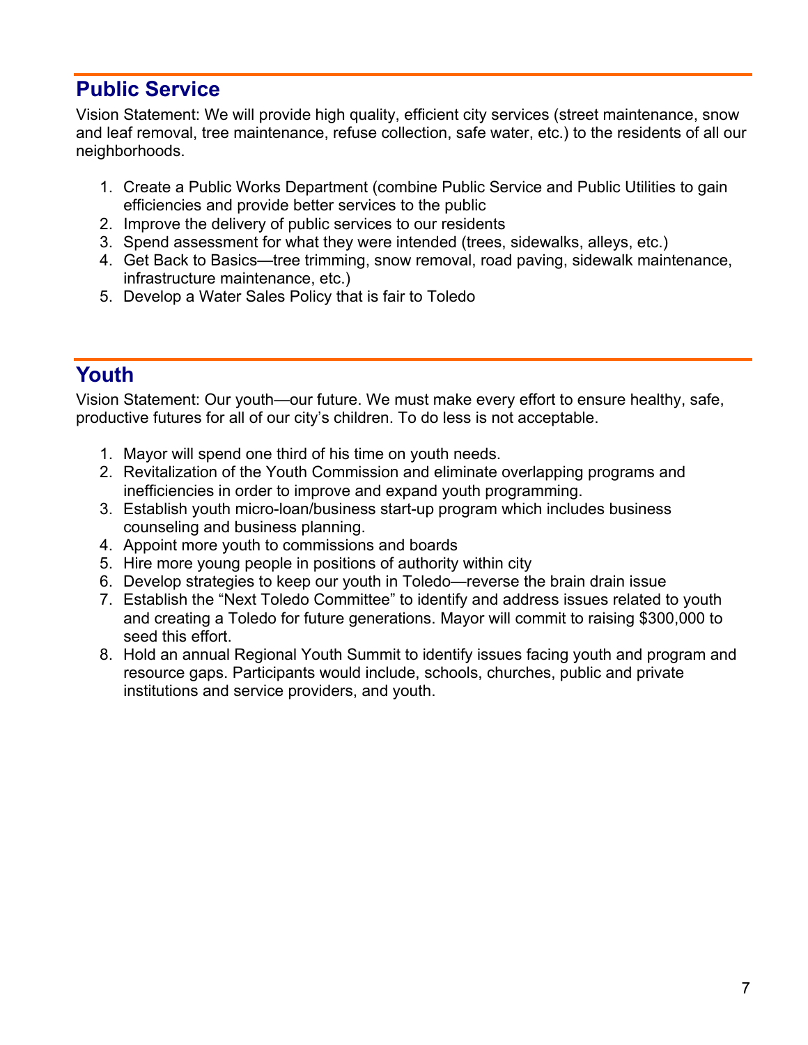## Public Service

Vision Statement: We will provide high quality, efficient city services (street maintenance, snow and leaf removal, tree maintenance, refuse collection, safe water, etc.) to the residents of all our neighborhoods.

1. Create a Public Works Department (combine Public Service and Public Utilities to gain efficiencies and provide better services to the public
2. Improve the delivery of public services to our residents
3. Spend assessment for what they were intended (trees, sidewalks, alleys, etc.)
4. Get Back to Basics—tree trimming, snow removal, road paving, sidewalk maintenance, infrastructure maintenance, etc.)
5. Develop a Water Sales Policy that is fair to Toledo

## Youth

Vision Statement: Our youth—our future. We must make every effort to ensure healthy, safe, productive futures for all of our city's children. To do less is not acceptable.

1. Mayor will spend one third of his time on youth needs.
2. Revitalization of the Youth Commission and eliminate overlapping programs and inefficiencies in order to improve and expand youth programming.
3. Establish youth micro-loan/business start-up program which includes business counseling and business planning.
4. Appoint more youth to commissions and boards
5. Hire more young people in positions of authority within city
6. Develop strategies to keep our youth in Toledo—reverse the brain drain issue
7. Establish the "Next Toledo Committee" to identify and address issues related to youth and creating a Toledo for future generations. Mayor will commit to raising $300,000 to seed this effort.
8. Hold an annual Regional Youth Summit to identify issues facing youth and program and resource gaps. Participants would include, schools, churches, public and private institutions and service providers, and youth.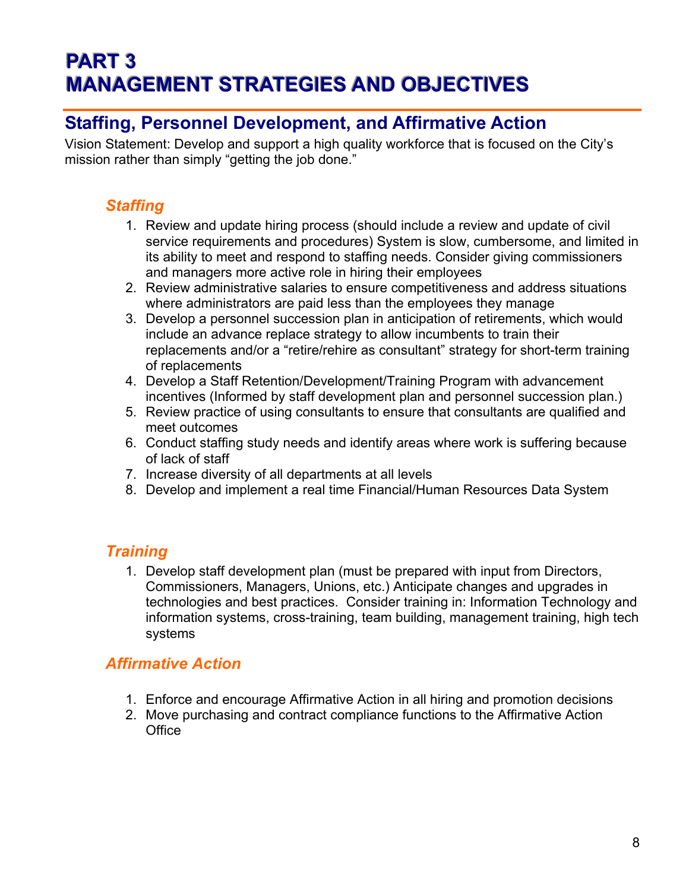# PART 3
# MANAGEMENT STRATEGIES AND OBJECTIVES

## Staffing, Personnel Development, and Affirmative Action

Vision Statement: Develop and support a high quality workforce that is focused on the City's mission rather than simply "getting the job done."

### *Staffing*

1. Review and update hiring process (should include a review and update of civil service requirements and procedures) System is slow, cumbersome, and limited in its ability to meet and respond to staffing needs. Consider giving commissioners and managers more active role in hiring their employees
2. Review administrative salaries to ensure competitiveness and address situations where administrators are paid less than the employees they manage
3. Develop a personnel succession plan in anticipation of retirements, which would include an advance replace strategy to allow incumbents to train their replacements and/or a "retire/rehire as consultant" strategy for short-term training of replacements
4. Develop a Staff Retention/Development/Training Program with advancement incentives (Informed by staff development plan and personnel succession plan.)
5. Review practice of using consultants to ensure that consultants are qualified and meet outcomes
6. Conduct staffing study needs and identify areas where work is suffering because of lack of staff
7. Increase diversity of all departments at all levels
8. Develop and implement a real time Financial/Human Resources Data System

### *Training*

1. Develop staff development plan (must be prepared with input from Directors, Commissioners, Managers, Unions, etc.) Anticipate changes and upgrades in technologies and best practices. Consider training in: Information Technology and information systems, cross-training, team building, management training, high tech systems

### *Affirmative Action*

1. Enforce and encourage Affirmative Action in all hiring and promotion decisions
2. Move purchasing and contract compliance functions to the Affirmative Action Office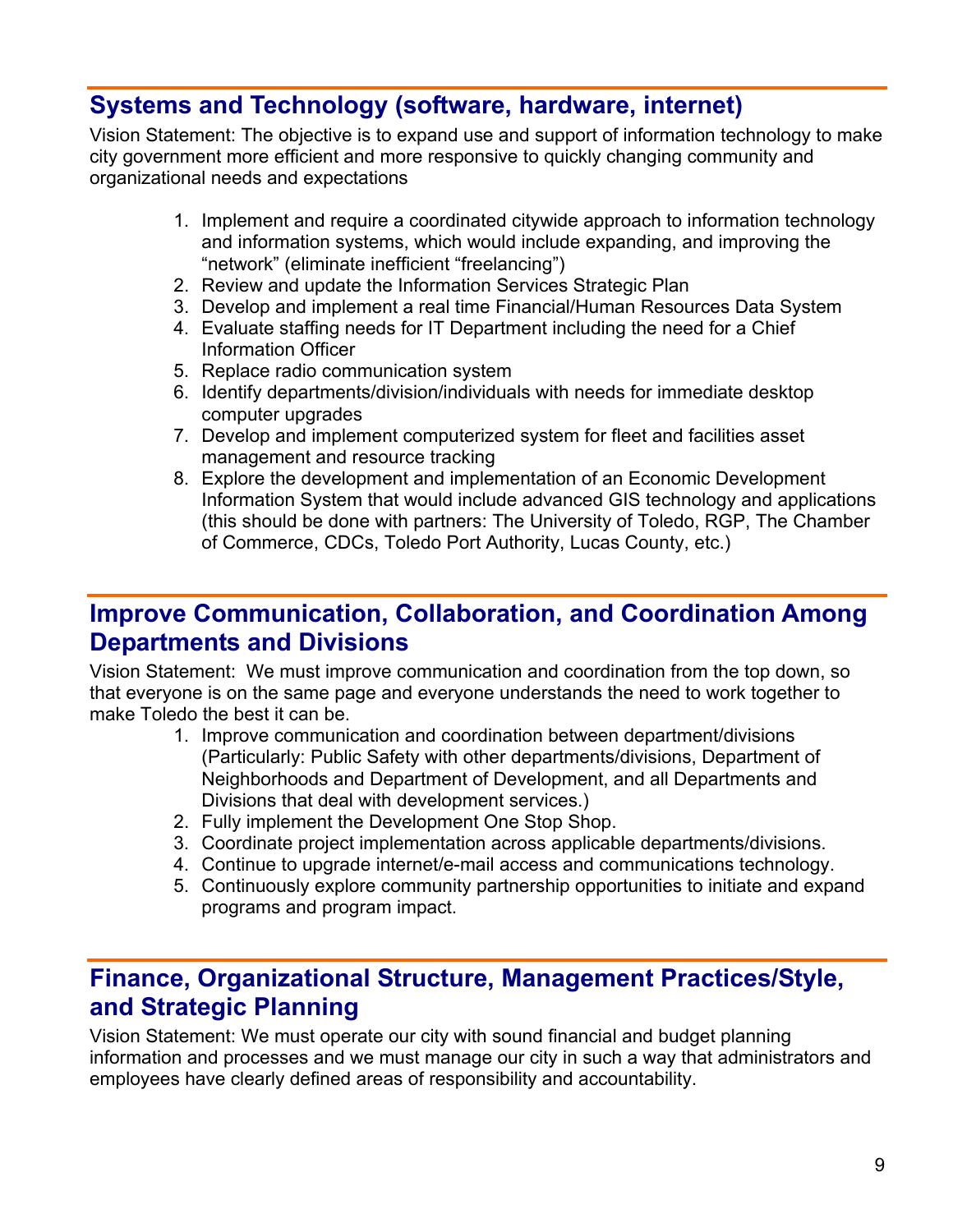## Systems and Technology (software, hardware, internet)

Vision Statement: The objective is to expand use and support of information technology to make city government more efficient and more responsive to quickly changing community and organizational needs and expectations

1. Implement and require a coordinated citywide approach to information technology and information systems, which would include expanding, and improving the "network" (eliminate inefficient "freelancing")
2. Review and update the Information Services Strategic Plan
3. Develop and implement a real time Financial/Human Resources Data System
4. Evaluate staffing needs for IT Department including the need for a Chief Information Officer
5. Replace radio communication system
6. Identify departments/division/individuals with needs for immediate desktop computer upgrades
7. Develop and implement computerized system for fleet and facilities asset management and resource tracking
8. Explore the development and implementation of an Economic Development Information System that would include advanced GIS technology and applications (this should be done with partners: The University of Toledo, RGP, The Chamber of Commerce, CDCs, Toledo Port Authority, Lucas County, etc.)

## Improve Communication, Collaboration, and Coordination Among Departments and Divisions

Vision Statement: We must improve communication and coordination from the top down, so that everyone is on the same page and everyone understands the need to work together to make Toledo the best it can be.

1. Improve communication and coordination between department/divisions (Particularly: Public Safety with other departments/divisions, Department of Neighborhoods and Department of Development, and all Departments and Divisions that deal with development services.)
2. Fully implement the Development One Stop Shop.
3. Coordinate project implementation across applicable departments/divisions.
4. Continue to upgrade internet/e-mail access and communications technology.
5. Continuously explore community partnership opportunities to initiate and expand programs and program impact.

## Finance, Organizational Structure, Management Practices/Style, and Strategic Planning

Vision Statement: We must operate our city with sound financial and budget planning information and processes and we must manage our city in such a way that administrators and employees have clearly defined areas of responsibility and accountability.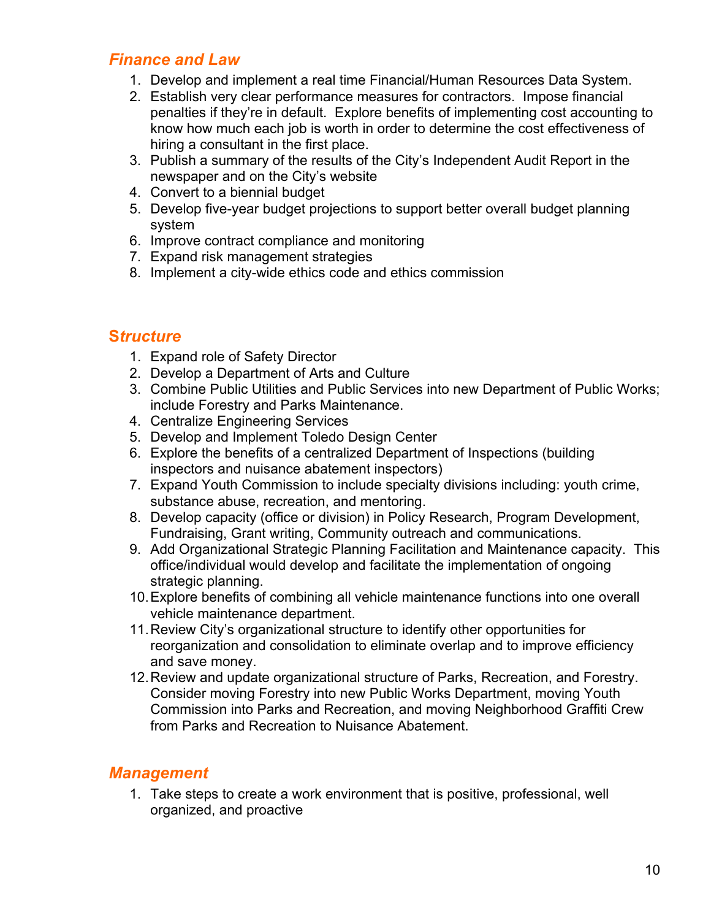## *Finance and Law*

1. Develop and implement a real time Financial/Human Resources Data System.
2. Establish very clear performance measures for contractors. Impose financial penalties if they're in default. Explore benefits of implementing cost accounting to know how much each job is worth in order to determine the cost effectiveness of hiring a consultant in the first place.
3. Publish a summary of the results of the City's Independent Audit Report in the newspaper and on the City's website
4. Convert to a biennial budget
5. Develop five-year budget projections to support better overall budget planning system
6. Improve contract compliance and monitoring
7. Expand risk management strategies
8. Implement a city-wide ethics code and ethics commission

## *Structure*

1. Expand role of Safety Director
2. Develop a Department of Arts and Culture
3. Combine Public Utilities and Public Services into new Department of Public Works; include Forestry and Parks Maintenance.
4. Centralize Engineering Services
5. Develop and Implement Toledo Design Center
6. Explore the benefits of a centralized Department of Inspections (building inspectors and nuisance abatement inspectors)
7. Expand Youth Commission to include specialty divisions including: youth crime, substance abuse, recreation, and mentoring.
8. Develop capacity (office or division) in Policy Research, Program Development, Fundraising, Grant writing, Community outreach and communications.
9. Add Organizational Strategic Planning Facilitation and Maintenance capacity. This office/individual would develop and facilitate the implementation of ongoing strategic planning.
10. Explore benefits of combining all vehicle maintenance functions into one overall vehicle maintenance department.
11. Review City's organizational structure to identify other opportunities for reorganization and consolidation to eliminate overlap and to improve efficiency and save money.
12. Review and update organizational structure of Parks, Recreation, and Forestry. Consider moving Forestry into new Public Works Department, moving Youth Commission into Parks and Recreation, and moving Neighborhood Graffiti Crew from Parks and Recreation to Nuisance Abatement.

## *Management*

1. Take steps to create a work environment that is positive, professional, well organized, and proactive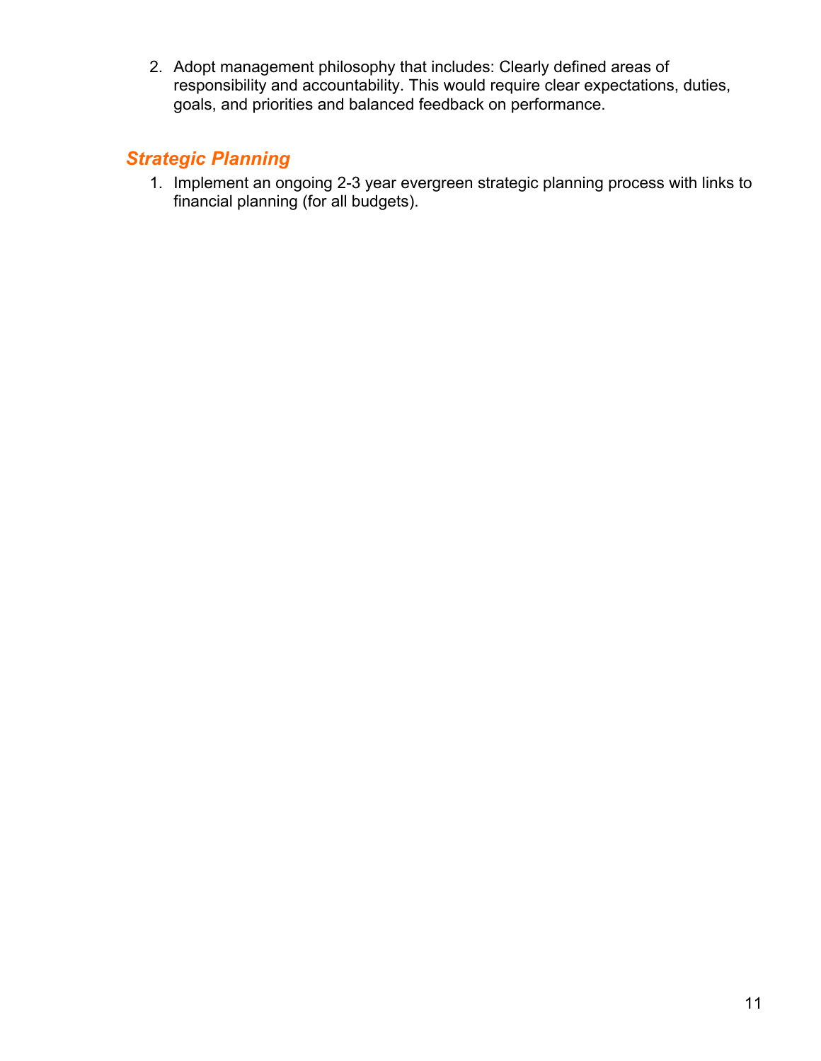2. Adopt management philosophy that includes: Clearly defined areas of responsibility and accountability. This would require clear expectations, duties, goals, and priorities and balanced feedback on performance.

### *Strategic Planning*

1. Implement an ongoing 2-3 year evergreen strategic planning process with links to financial planning (for all budgets).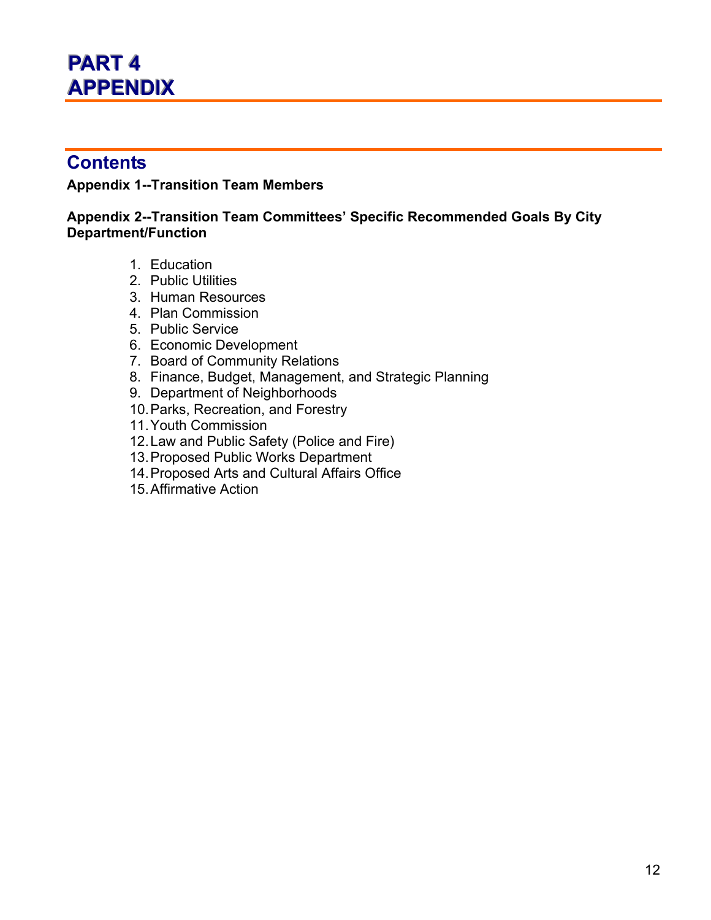# PART 4
# APPENDIX

## Contents

**Appendix 1--Transition Team Members**

**Appendix 2--Transition Team Committees' Specific Recommended Goals By City Department/Function**

1. Education
2. Public Utilities
3. Human Resources
4. Plan Commission
5. Public Service
6. Economic Development
7. Board of Community Relations
8. Finance, Budget, Management, and Strategic Planning
9. Department of Neighborhoods
10. Parks, Recreation, and Forestry
11. Youth Commission
12. Law and Public Safety (Police and Fire)
13. Proposed Public Works Department
14. Proposed Arts and Cultural Affairs Office
15. Affirmative Action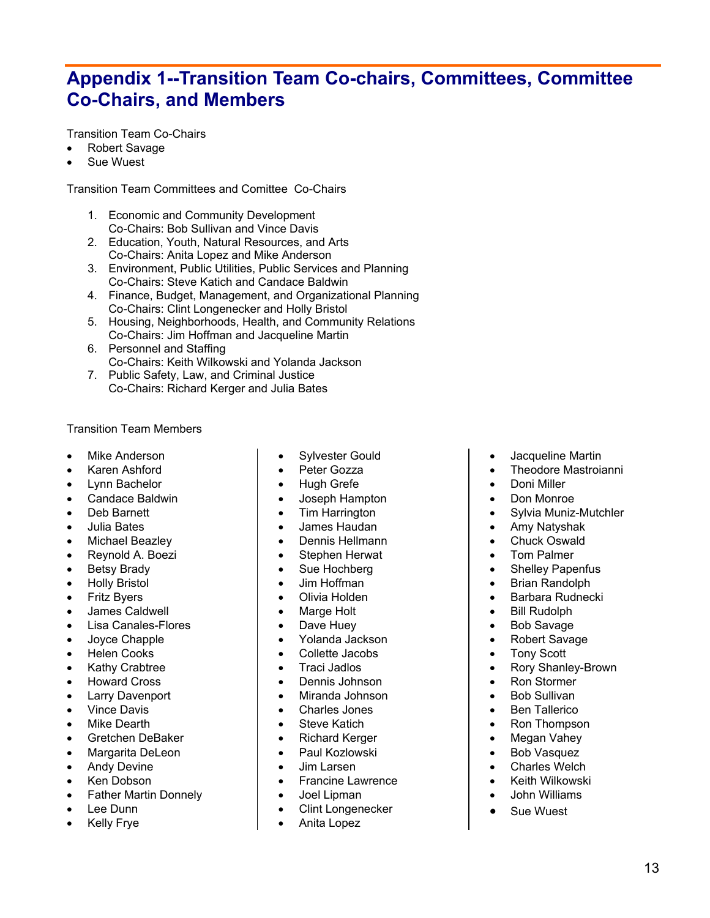# Appendix 1--Transition Team Co-chairs, Committees, Committee Co-Chairs, and Members

Transition Team Co-Chairs

- Robert Savage
- Sue Wuest

Transition Team Committees and Comittee  Co-Chairs

1. Economic and Community Development
   Co-Chairs: Bob Sullivan and Vince Davis
2. Education, Youth, Natural Resources, and Arts
   Co-Chairs: Anita Lopez and Mike Anderson
3. Environment, Public Utilities, Public Services and Planning
   Co-Chairs: Steve Katich and Candace Baldwin
4. Finance, Budget, Management, and Organizational Planning
   Co-Chairs: Clint Longenecker and Holly Bristol
5. Housing, Neighborhoods, Health, and Community Relations
   Co-Chairs: Jim Hoffman and Jacqueline Martin
6. Personnel and Staffing
   Co-Chairs: Keith Wilkowski and Yolanda Jackson
7. Public Safety, Law, and Criminal Justice
   Co-Chairs: Richard Kerger and Julia Bates

Transition Team Members

- Mike Anderson
- Karen Ashford
- Lynn Bachelor
- Candace Baldwin
- Deb Barnett
- Julia Bates
- Michael Beazley
- Reynold A. Boezi
- Betsy Brady
- Holly Bristol
- Fritz Byers
- James Caldwell
- Lisa Canales-Flores
- Joyce Chapple
- Helen Cooks
- Kathy Crabtree
- Howard Cross
- Larry Davenport
- Vince Davis
- Mike Dearth
- Gretchen DeBaker
- Margarita DeLeon
- Andy Devine
- Ken Dobson
- Father Martin Donnely
- Lee Dunn
- Kelly Frye
- Sylvester Gould
- Peter Gozza
- Hugh Grefe
- Joseph Hampton
- Tim Harrington
- James Haudan
- Dennis Hellmann
- Stephen Herwat
- Sue Hochberg
- Jim Hoffman
- Olivia Holden
- Marge Holt
- Dave Huey
- Yolanda Jackson
- Collette Jacobs
- Traci Jadlos
- Dennis Johnson
- Miranda Johnson
- Charles Jones
- Steve Katich
- Richard Kerger
- Paul Kozlowski
- Jim Larsen
- Francine Lawrence
- Joel Lipman
- Clint Longenecker
- Anita Lopez
- Jacqueline Martin
- Theodore Mastroianni
- Doni Miller
- Don Monroe
- Sylvia Muniz-Mutchler
- Amy Natyshak
- Chuck Oswald
- Tom Palmer
- Shelley Papenfus
- Brian Randolph
- Barbara Rudnecki
- Bill Rudolph
- Bob Savage
- Robert Savage
- Tony Scott
- Rory Shanley-Brown
- Ron Stormer
- Bob Sullivan
- Ben Tallerico
- Ron Thompson
- Megan Vahey
- Bob Vasquez
- Charles Welch
- Keith Wilkowski
- John Williams
- Sue Wuest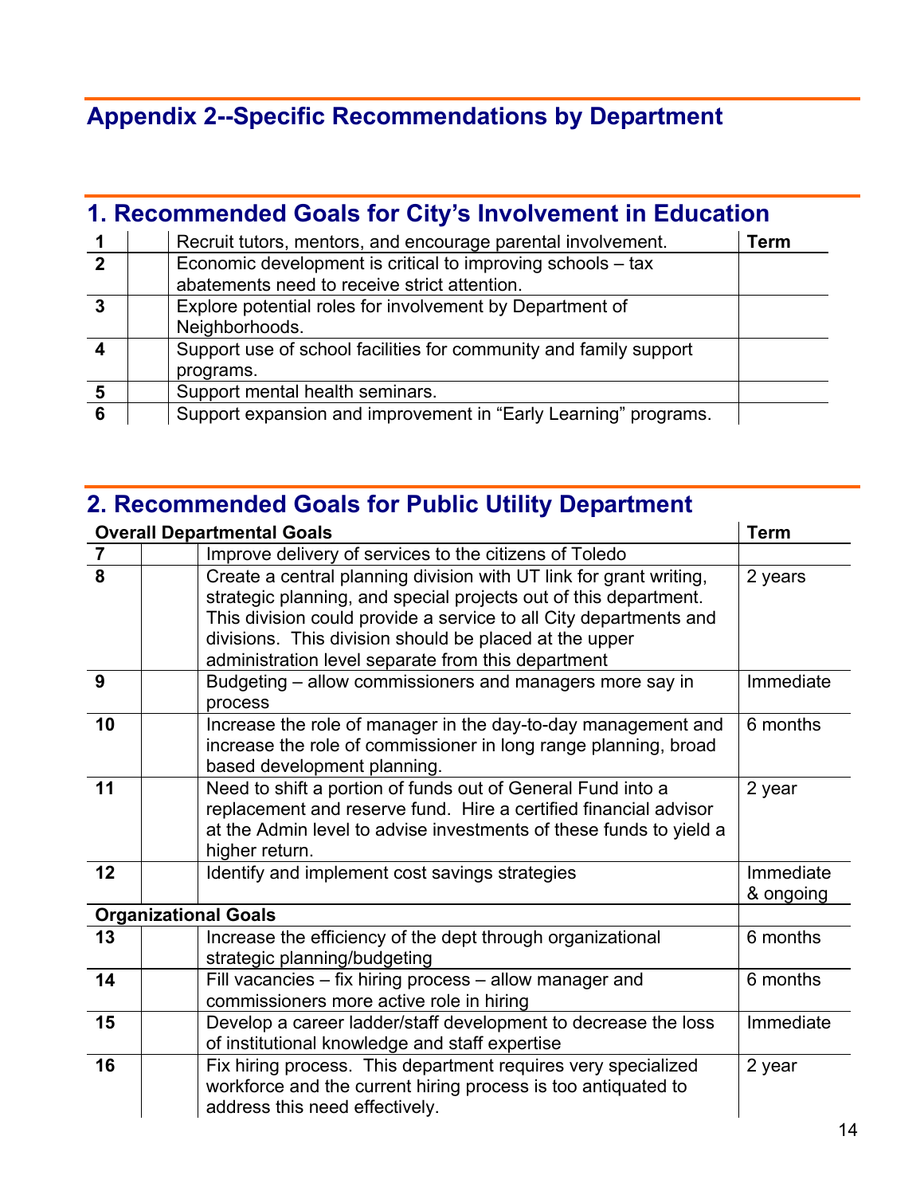# Appendix 2--Specific Recommendations by Department

## 1. Recommended Goals for City's Involvement in Education

| | | | Term |
|---|---|---|---|
| **1** | | Recruit tutors, mentors, and encourage parental involvement. | |
| **2** | | Economic development is critical to improving schools – tax abatements need to receive strict attention. | |
| **3** | | Explore potential roles for involvement by Department of Neighborhoods. | |
| **4** | | Support use of school facilities for community and family support programs. | |
| **5** | | Support mental health seminars. | |
| **6** | | Support expansion and improvement in "Early Learning" programs. | |

## 2. Recommended Goals for Public Utility Department

| **Overall Departmental Goals** | | | **Term** |
|---|---|---|---|
| **7** | | Improve delivery of services to the citizens of Toledo | |
| **8** | | Create a central planning division with UT link for grant writing, strategic planning, and special projects out of this department. This division could provide a service to all City departments and divisions. This division should be placed at the upper administration level separate from this department | 2 years |
| **9** | | Budgeting – allow commissioners and managers more say in process | Immediate |
| **10** | | Increase the role of manager in the day-to-day management and increase the role of commissioner in long range planning, broad based development planning. | 6 months |
| **11** | | Need to shift a portion of funds out of General Fund into a replacement and reserve fund. Hire a certified financial advisor at the Admin level to advise investments of these funds to yield a higher return. | 2 year |
| **12** | | Identify and implement cost savings strategies | Immediate & ongoing |
| **Organizational Goals** | | | |
| **13** | | Increase the efficiency of the dept through organizational strategic planning/budgeting | 6 months |
| **14** | | Fill vacancies – fix hiring process – allow manager and commissioners more active role in hiring | 6 months |
| **15** | | Develop a career ladder/staff development to decrease the loss of institutional knowledge and staff expertise | Immediate |
| **16** | | Fix hiring process. This department requires very specialized workforce and the current hiring process is too antiquated to address this need effectively. | 2 year |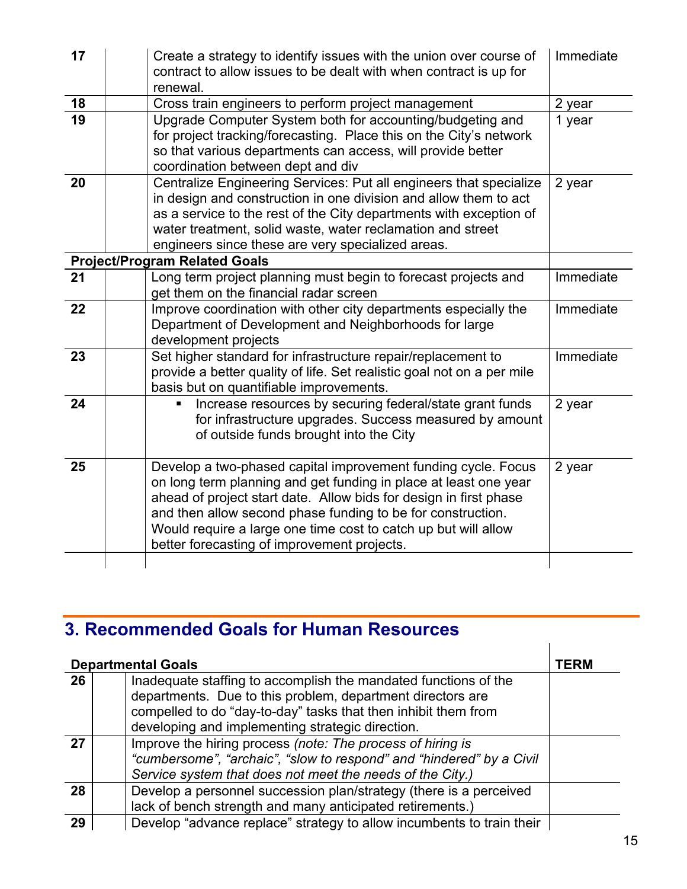| | | | |
|---|---|---|---|
| 17 | | Create a strategy to identify issues with the union over course of contract to allow issues to be dealt with when contract is up for renewal. | Immediate |
| 18 | | Cross train engineers to perform project management | 2 year |
| 19 | | Upgrade Computer System both for accounting/budgeting and for project tracking/forecasting. Place this on the City's network so that various departments can access, will provide better coordination between dept and div | 1 year |
| 20 | | Centralize Engineering Services: Put all engineers that specialize in design and construction in one division and allow them to act as a service to the rest of the City departments with exception of water treatment, solid waste, water reclamation and street engineers since these are very specialized areas. | 2 year |
| **Project/Program Related Goals** | | | |
| 21 | | Long term project planning must begin to forecast projects and get them on the financial radar screen | Immediate |
| 22 | | Improve coordination with other city departments especially the Department of Development and Neighborhoods for large development projects | Immediate |
| 23 | | Set higher standard for infrastructure repair/replacement to provide a better quality of life. Set realistic goal not on a per mile basis but on quantifiable improvements. | Immediate |
| 24 | | ▪ Increase resources by securing federal/state grant funds for infrastructure upgrades. Success measured by amount of outside funds brought into the City | 2 year |
| 25 | | Develop a two-phased capital improvement funding cycle. Focus on long term planning and get funding in place at least one year ahead of project start date. Allow bids for design in first phase and then allow second phase funding to be for construction. Would require a large one time cost to catch up but will allow better forecasting of improvement projects. | 2 year |
| | | | |

## 3. Recommended Goals for Human Resources

| **Departmental Goals** | | | **TERM** |
|---|---|---|---|
| 26 | | Inadequate staffing to accomplish the mandated functions of the departments. Due to this problem, department directors are compelled to do "day-to-day" tasks that then inhibit them from developing and implementing strategic direction. | |
| 27 | | Improve the hiring process *(note: The process of hiring is "cumbersome", "archaic", "slow to respond" and "hindered" by a Civil Service system that does not meet the needs of the City.)* | |
| 28 | | Develop a personnel succession plan/strategy (there is a perceived lack of bench strength and many anticipated retirements.) | |
| 29 | | Develop "advance replace" strategy to allow incumbents to train their | |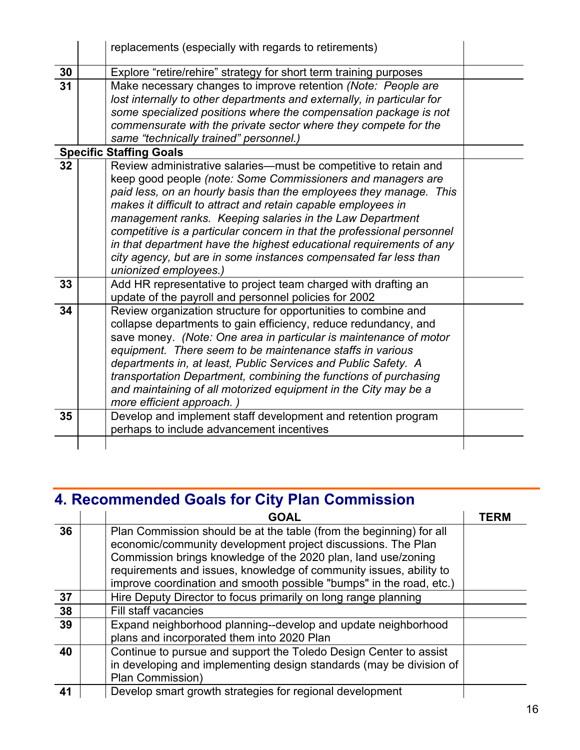|  |  |  |  |
|---|---|---|---|
|  |  | replacements (especially with regards to retirements) |  |
| 30 |  | Explore “retire/rehire” strategy for short term training purposes |  |
| 31 |  | Make necessary changes to improve retention *(Note: People are lost internally to other departments and externally, in particular for some specialized positions where the compensation package is not commensurate with the private sector where they compete for the same “technically trained” personnel.)* |  |
| **Specific Staffing Goals** |  |  |  |
| 32 |  | Review administrative salaries—must be competitive to retain and keep good people *(note: Some Commissioners and managers are paid less, on an hourly basis than the employees they manage. This makes it difficult to attract and retain capable employees in management ranks. Keeping salaries in the Law Department competitive is a particular concern in that the professional personnel in that department have the highest educational requirements of any city agency, but are in some instances compensated far less than unionized employees.)* |  |
| 33 |  | Add HR representative to project team charged with drafting an update of the payroll and personnel policies for 2002 |  |
| 34 |  | Review organization structure for opportunities to combine and collapse departments to gain efficiency, reduce redundancy, and save money. *(Note: One area in particular is maintenance of motor equipment. There seem to be maintenance staffs in various departments in, at least, Public Services and Public Safety. A transportation Department, combining the functions of purchasing and maintaining of all motorized equipment in the City may be a more efficient approach. )* |  |
| 35 |  | Develop and implement staff development and retention program perhaps to include advancement incentives |  |
|  |  |  |  |

## 4. Recommended Goals for City Plan Commission

|  |  | GOAL | TERM |
|---|---|---|---|
| 36 |  | Plan Commission should be at the table (from the beginning) for all economic/community development project discussions. The Plan Commission brings knowledge of the 2020 plan, land use/zoning requirements and issues, knowledge of community issues, ability to improve coordination and smooth possible "bumps" in the road, etc.) |  |
| 37 |  | Hire Deputy Director to focus primarily on long range planning |  |
| 38 |  | Fill staff vacancies |  |
| 39 |  | Expand neighborhood planning--develop and update neighborhood plans and incorporated them into 2020 Plan |  |
| 40 |  | Continue to pursue and support the Toledo Design Center to assist in developing and implementing design standards (may be division of Plan Commission) |  |
| 41 |  | Develop smart growth strategies for regional development |  |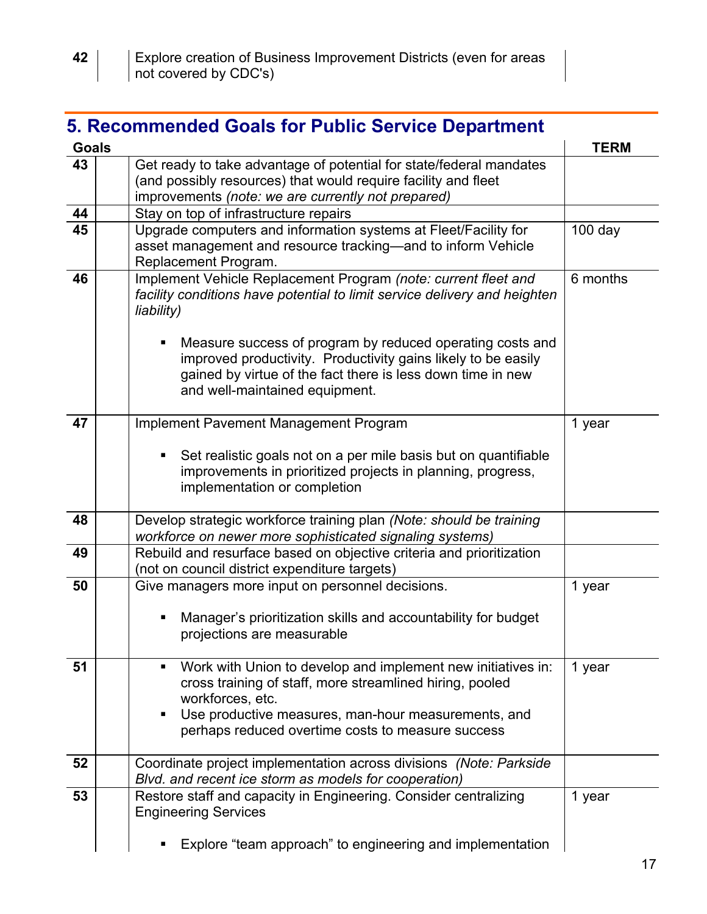| | | | |
|---|---|---|---|
| **42** | | Explore creation of Business Improvement Districts (even for areas not covered by CDC's) | |

## 5. Recommended Goals for Public Service Department

| **Goals** | | | **TERM** |
|---|---|---|---|
| **43** | | Get ready to take advantage of potential for state/federal mandates (and possibly resources) that would require facility and fleet improvements *(note: we are currently not prepared)* | |
| **44** | | Stay on top of infrastructure repairs | |
| **45** | | Upgrade computers and information systems at Fleet/Facility for asset management and resource tracking—and to inform Vehicle Replacement Program. | 100 day |
| **46** | | Implement Vehicle Replacement Program *(note: current fleet and facility conditions have potential to limit service delivery and heighten liability)*<br><br>▪ Measure success of program by reduced operating costs and improved productivity. Productivity gains likely to be easily gained by virtue of the fact there is less down time in new and well-maintained equipment. | 6 months |
| **47** | | Implement Pavement Management Program<br><br>▪ Set realistic goals not on a per mile basis but on quantifiable improvements in prioritized projects in planning, progress, implementation or completion | 1 year |
| **48** | | Develop strategic workforce training plan *(Note: should be training workforce on newer more sophisticated signaling systems)* | |
| **49** | | Rebuild and resurface based on objective criteria and prioritization (not on council district expenditure targets) | |
| **50** | | Give managers more input on personnel decisions.<br><br>▪ Manager's prioritization skills and accountability for budget projections are measurable | 1 year |
| **51** | | ▪ Work with Union to develop and implement new initiatives in: cross training of staff, more streamlined hiring, pooled workforces, etc.<br>▪ Use productive measures, man-hour measurements, and perhaps reduced overtime costs to measure success | 1 year |
| **52** | | Coordinate project implementation across divisions *(Note: Parkside Blvd. and recent ice storm as models for cooperation)* | |
| **53** | | Restore staff and capacity in Engineering. Consider centralizing Engineering Services<br><br>▪ Explore "team approach" to engineering and implementation | 1 year |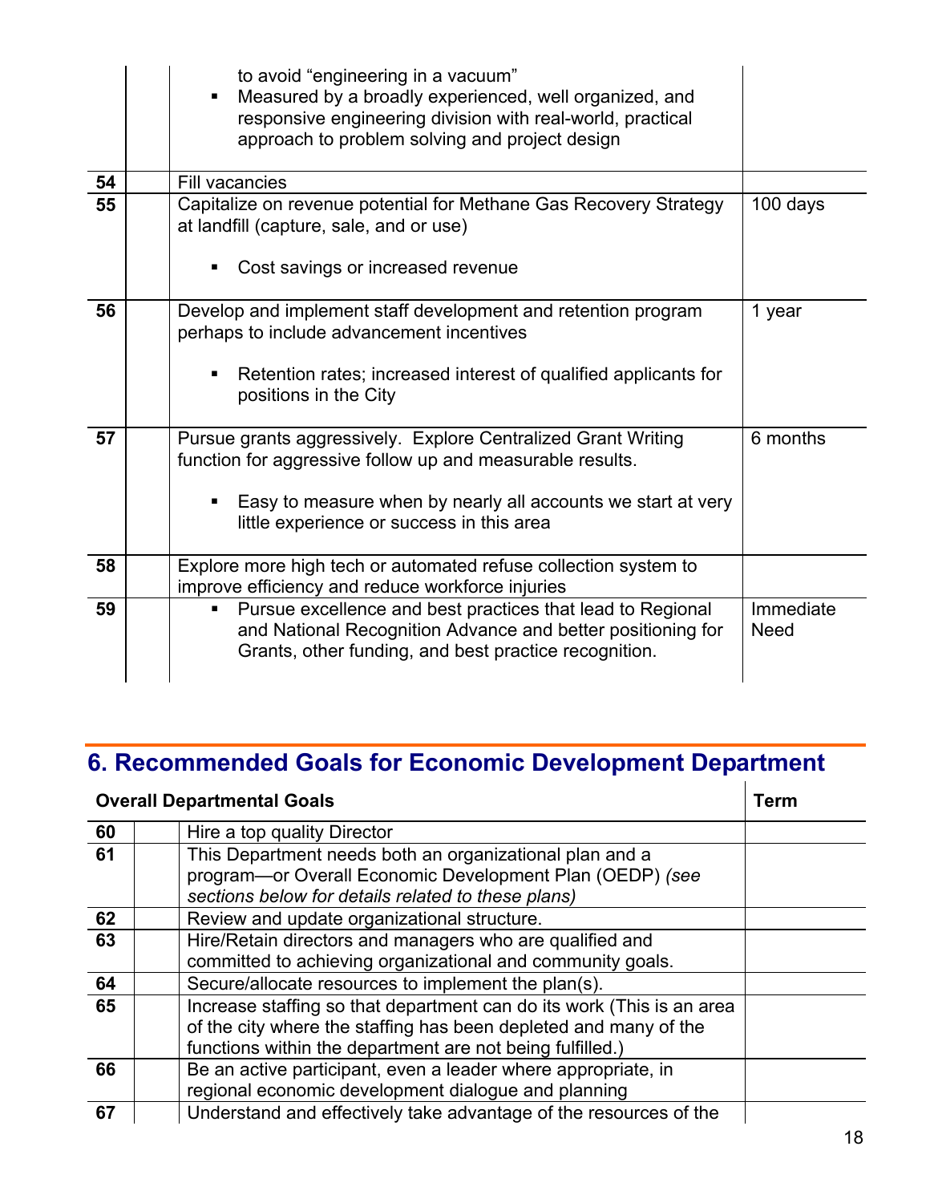| | | | |
|---|---|---|---|
| | | to avoid "engineering in a vacuum"<br>▪ Measured by a broadly experienced, well organized, and responsive engineering division with real-world, practical approach to problem solving and project design | |
| **54** | | Fill vacancies | |
| **55** | | Capitalize on revenue potential for Methane Gas Recovery Strategy at landfill (capture, sale, and or use)<br>▪ Cost savings or increased revenue | 100 days |
| **56** | | Develop and implement staff development and retention program perhaps to include advancement incentives<br>▪ Retention rates; increased interest of qualified applicants for positions in the City | 1 year |
| **57** | | Pursue grants aggressively. Explore Centralized Grant Writing function for aggressive follow up and measurable results.<br>▪ Easy to measure when by nearly all accounts we start at very little experience or success in this area | 6 months |
| **58** | | Explore more high tech or automated refuse collection system to improve efficiency and reduce workforce injuries | |
| **59** | | ▪ Pursue excellence and best practices that lead to Regional and National Recognition Advance and better positioning for Grants, other funding, and best practice recognition. | Immediate Need |

## 6. Recommended Goals for Economic Development Department

| **Overall Departmental Goals** | | | **Term** |
|---|---|---|---|
| **60** | | Hire a top quality Director | |
| **61** | | This Department needs both an organizational plan and a program—or Overall Economic Development Plan (OEDP) *(see sections below for details related to these plans)* | |
| **62** | | Review and update organizational structure. | |
| **63** | | Hire/Retain directors and managers who are qualified and committed to achieving organizational and community goals. | |
| **64** | | Secure/allocate resources to implement the plan(s). | |
| **65** | | Increase staffing so that department can do its work (This is an area of the city where the staffing has been depleted and many of the functions within the department are not being fulfilled.) | |
| **66** | | Be an active participant, even a leader where appropriate, in regional economic development dialogue and planning | |
| **67** | | Understand and effectively take advantage of the resources of the | |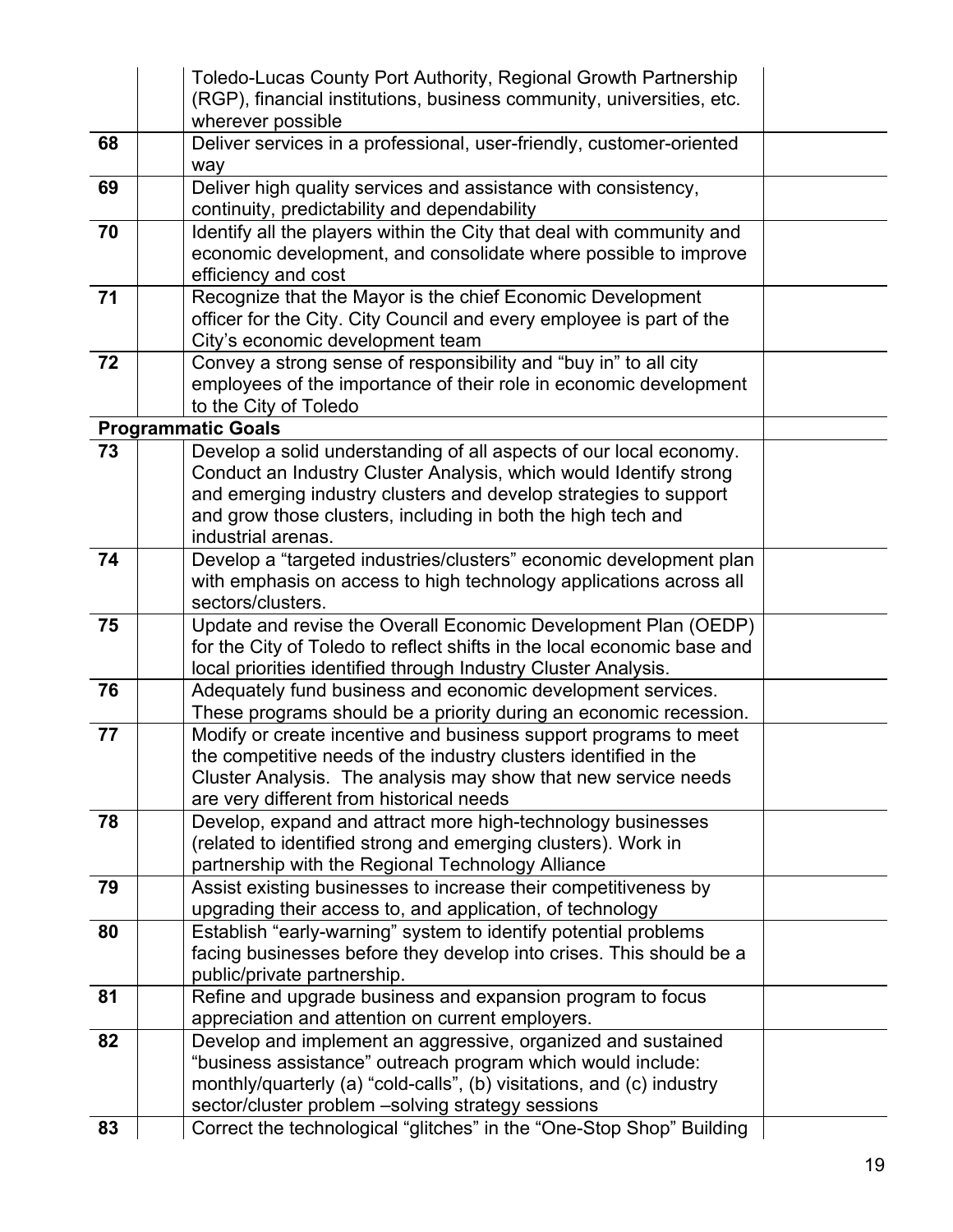|  |  |  |  |
|---|---|---|---|
|  |  | Toledo-Lucas County Port Authority, Regional Growth Partnership (RGP), financial institutions, business community, universities, etc. wherever possible |  |
| 68 |  | Deliver services in a professional, user-friendly, customer-oriented way |  |
| 69 |  | Deliver high quality services and assistance with consistency, continuity, predictability and dependability |  |
| 70 |  | Identify all the players within the City that deal with community and economic development, and consolidate where possible to improve efficiency and cost |  |
| 71 |  | Recognize that the Mayor is the chief Economic Development officer for the City. City Council and every employee is part of the City's economic development team |  |
| 72 |  | Convey a strong sense of responsibility and "buy in" to all city employees of the importance of their role in economic development to the City of Toledo |  |
| **Programmatic Goals** |  |  |  |
| 73 |  | Develop a solid understanding of all aspects of our local economy. Conduct an Industry Cluster Analysis, which would Identify strong and emerging industry clusters and develop strategies to support and grow those clusters, including in both the high tech and industrial arenas. |  |
| 74 |  | Develop a "targeted industries/clusters" economic development plan with emphasis on access to high technology applications across all sectors/clusters. |  |
| 75 |  | Update and revise the Overall Economic Development Plan (OEDP) for the City of Toledo to reflect shifts in the local economic base and local priorities identified through Industry Cluster Analysis. |  |
| 76 |  | Adequately fund business and economic development services. These programs should be a priority during an economic recession. |  |
| 77 |  | Modify or create incentive and business support programs to meet the competitive needs of the industry clusters identified in the Cluster Analysis. The analysis may show that new service needs are very different from historical needs |  |
| 78 |  | Develop, expand and attract more high-technology businesses (related to identified strong and emerging clusters). Work in partnership with the Regional Technology Alliance |  |
| 79 |  | Assist existing businesses to increase their competitiveness by upgrading their access to, and application, of technology |  |
| 80 |  | Establish "early-warning" system to identify potential problems facing businesses before they develop into crises. This should be a public/private partnership. |  |
| 81 |  | Refine and upgrade business and expansion program to focus appreciation and attention on current employers. |  |
| 82 |  | Develop and implement an aggressive, organized and sustained "business assistance" outreach program which would include: monthly/quarterly (a) "cold-calls", (b) visitations, and (c) industry sector/cluster problem –solving strategy sessions |  |
| 83 |  | Correct the technological "glitches" in the "One-Stop Shop" Building |  |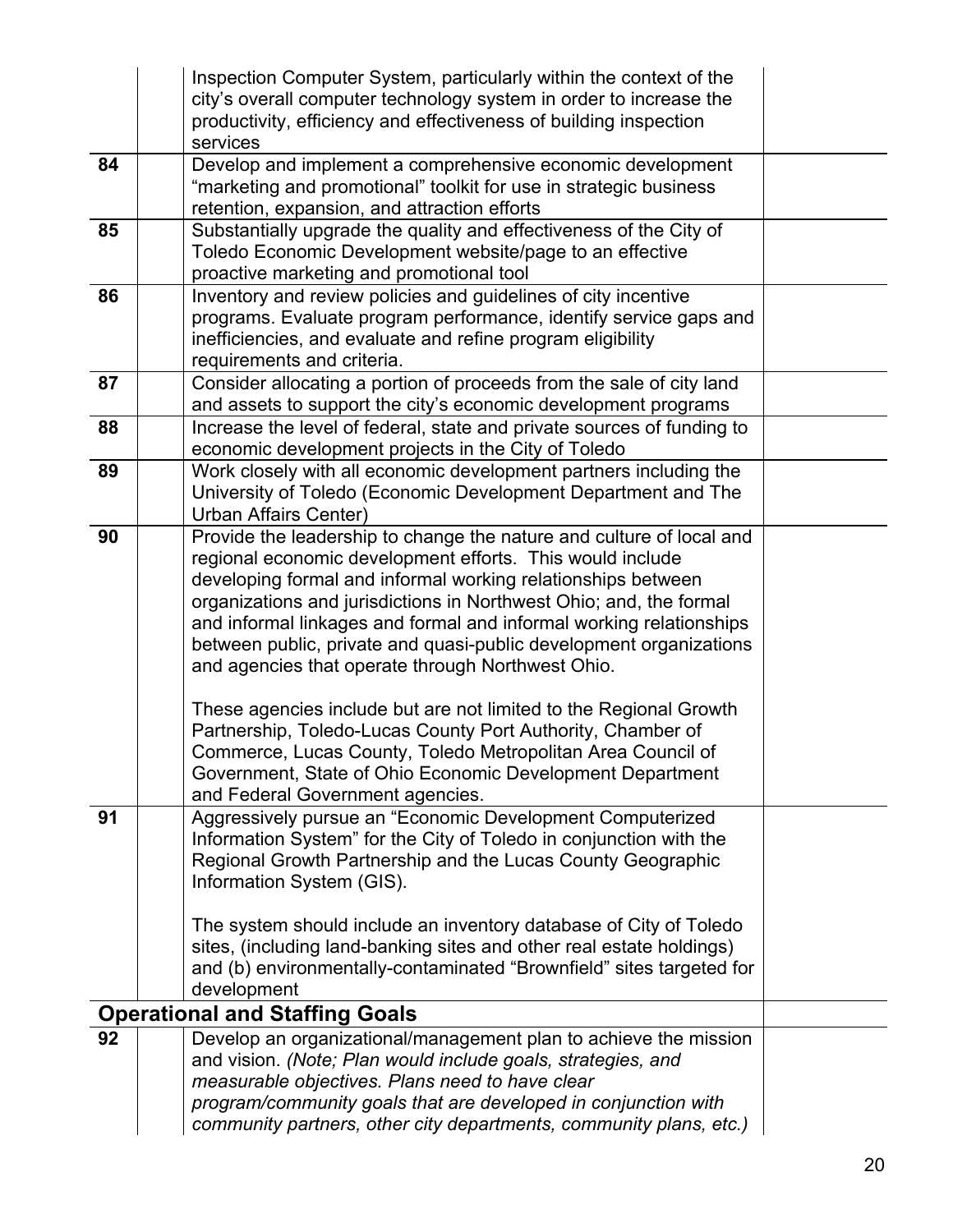|  |  |  |  |
|---|---|---|---|
|  |  | Inspection Computer System, particularly within the context of the city's overall computer technology system in order to increase the productivity, efficiency and effectiveness of building inspection services |  |
| **84** |  | Develop and implement a comprehensive economic development "marketing and promotional" toolkit for use in strategic business retention, expansion, and attraction efforts |  |
| **85** |  | Substantially upgrade the quality and effectiveness of the City of Toledo Economic Development website/page to an effective proactive marketing and promotional tool |  |
| **86** |  | Inventory and review policies and guidelines of city incentive programs. Evaluate program performance, identify service gaps and inefficiencies, and evaluate and refine program eligibility requirements and criteria. |  |
| **87** |  | Consider allocating a portion of proceeds from the sale of city land and assets to support the city's economic development programs |  |
| **88** |  | Increase the level of federal, state and private sources of funding to economic development projects in the City of Toledo |  |
| **89** |  | Work closely with all economic development partners including the University of Toledo (Economic Development Department and The Urban Affairs Center) |  |
| **90** |  | Provide the leadership to change the nature and culture of local and regional economic development efforts. This would include developing formal and informal working relationships between organizations and jurisdictions in Northwest Ohio; and, the formal and informal linkages and formal and informal working relationships between public, private and quasi-public development organizations and agencies that operate through Northwest Ohio.<br><br>These agencies include but are not limited to the Regional Growth Partnership, Toledo-Lucas County Port Authority, Chamber of Commerce, Lucas County, Toledo Metropolitan Area Council of Government, State of Ohio Economic Development Department and Federal Government agencies. |  |
| **91** |  | Aggressively pursue an "Economic Development Computerized Information System" for the City of Toledo in conjunction with the Regional Growth Partnership and the Lucas County Geographic Information System (GIS).<br><br>The system should include an inventory database of City of Toledo sites, (including land-banking sites and other real estate holdings) and (b) environmentally-contaminated "Brownfield" sites targeted for development |  |
| **Operational and Staffing Goals** |  |  |  |
| **92** |  | Develop an organizational/management plan to achieve the mission and vision. *(Note; Plan would include goals, strategies, and measurable objectives. Plans need to have clear program/community goals that are developed in conjunction with community partners, other city departments, community plans, etc.)* |  |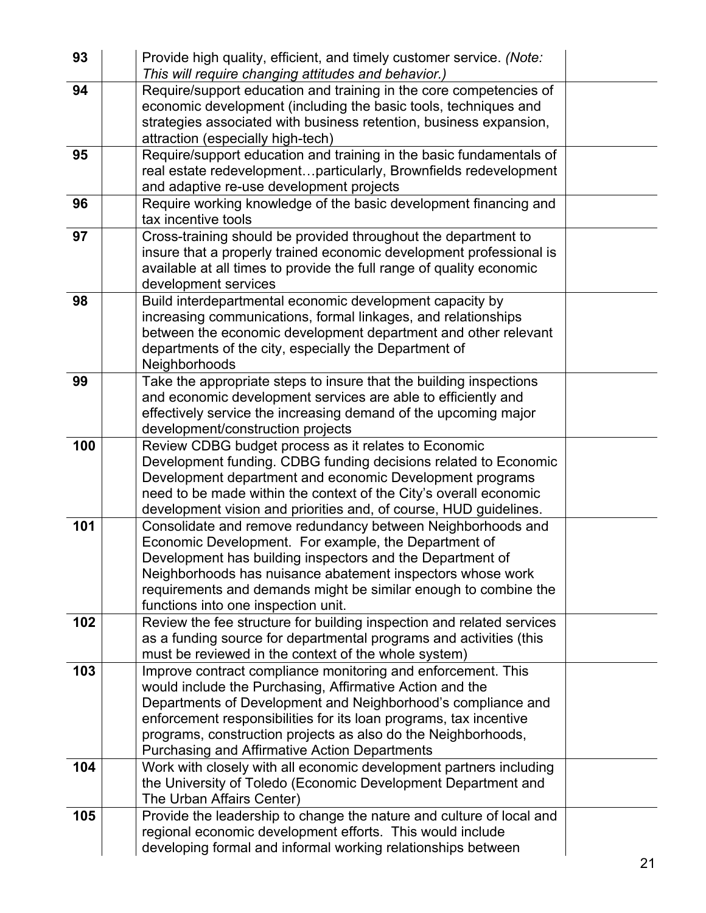| | | | |
|---|---|---|---|
| **93** | | Provide high quality, efficient, and timely customer service. *(Note: This will require changing attitudes and behavior.)* | |
| **94** | | Require/support education and training in the core competencies of economic development (including the basic tools, techniques and strategies associated with business retention, business expansion, attraction (especially high-tech) | |
| **95** | | Require/support education and training in the basic fundamentals of real estate redevelopment…particularly, Brownfields redevelopment and adaptive re-use development projects | |
| **96** | | Require working knowledge of the basic development financing and tax incentive tools | |
| **97** | | Cross-training should be provided throughout the department to insure that a properly trained economic development professional is available at all times to provide the full range of quality economic development services | |
| **98** | | Build interdepartmental economic development capacity by increasing communications, formal linkages, and relationships between the economic development department and other relevant departments of the city, especially the Department of Neighborhoods | |
| **99** | | Take the appropriate steps to insure that the building inspections and economic development services are able to efficiently and effectively service the increasing demand of the upcoming major development/construction projects | |
| **100** | | Review CDBG budget process as it relates to Economic Development funding. CDBG funding decisions related to Economic Development department and economic Development programs need to be made within the context of the City's overall economic development vision and priorities and, of course, HUD guidelines. | |
| **101** | | Consolidate and remove redundancy between Neighborhoods and Economic Development. For example, the Department of Development has building inspectors and the Department of Neighborhoods has nuisance abatement inspectors whose work requirements and demands might be similar enough to combine the functions into one inspection unit. | |
| **102** | | Review the fee structure for building inspection and related services as a funding source for departmental programs and activities (this must be reviewed in the context of the whole system) | |
| **103** | | Improve contract compliance monitoring and enforcement. This would include the Purchasing, Affirmative Action and the Departments of Development and Neighborhood's compliance and enforcement responsibilities for its loan programs, tax incentive programs, construction projects as also do the Neighborhoods, Purchasing and Affirmative Action Departments | |
| **104** | | Work with closely with all economic development partners including the University of Toledo (Economic Development Department and The Urban Affairs Center) | |
| **105** | | Provide the leadership to change the nature and culture of local and regional economic development efforts. This would include developing formal and informal working relationships between | |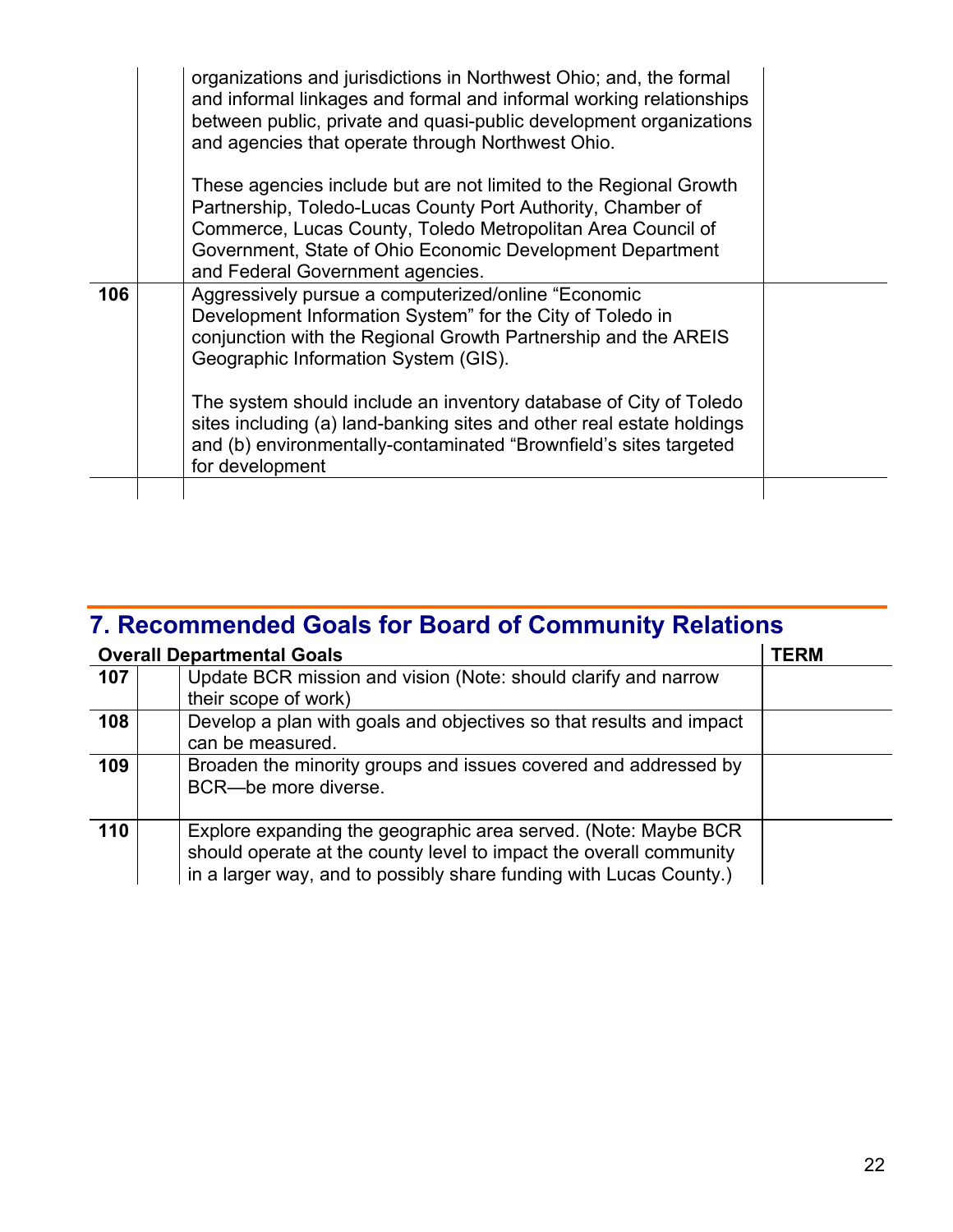| | | | |
|---|---|---|---|
| | | organizations and jurisdictions in Northwest Ohio; and, the formal and informal linkages and formal and informal working relationships between public, private and quasi-public development organizations and agencies that operate through Northwest Ohio.<br><br>These agencies include but are not limited to the Regional Growth Partnership, Toledo-Lucas County Port Authority, Chamber of Commerce, Lucas County, Toledo Metropolitan Area Council of Government, State of Ohio Economic Development Department and Federal Government agencies. | |
| **106** | | Aggressively pursue a computerized/online "Economic Development Information System" for the City of Toledo in conjunction with the Regional Growth Partnership and the AREIS Geographic Information System (GIS).<br><br>The system should include an inventory database of City of Toledo sites including (a) land-banking sites and other real estate holdings and (b) environmentally-contaminated "Brownfield's sites targeted for development | |
| | | | |

## 7. Recommended Goals for Board of Community Relations

| **Overall Departmental Goals** | | | **TERM** |
|---|---|---|---|
| **107** | | Update BCR mission and vision (Note: should clarify and narrow their scope of work) | |
| **108** | | Develop a plan with goals and objectives so that results and impact can be measured. | |
| **109** | | Broaden the minority groups and issues covered and addressed by BCR—be more diverse. | |
| **110** | | Explore expanding the geographic area served. (Note: Maybe BCR should operate at the county level to impact the overall community in a larger way, and to possibly share funding with Lucas County.) | |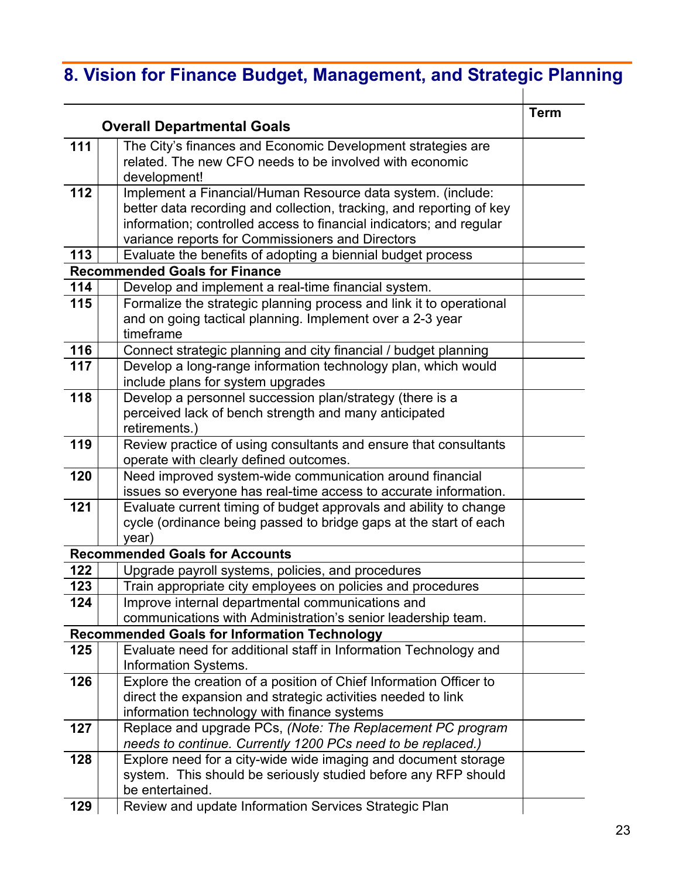## 8. Vision for Finance Budget, Management, and Strategic Planning

| | | Overall Departmental Goals | Term |
|---|---|---|---|
| **111** | | The City's finances and Economic Development strategies are related. The new CFO needs to be involved with economic development! | |
| **112** | | Implement a Financial/Human Resource data system. (include: better data recording and collection, tracking, and reporting of key information; controlled access to financial indicators; and regular variance reports for Commissioners and Directors | |
| **113** | | Evaluate the benefits of adopting a biennial budget process | |
| **Recommended Goals for Finance** | | | |
| **114** | | Develop and implement a real-time financial system. | |
| **115** | | Formalize the strategic planning process and link it to operational and on going tactical planning. Implement over a 2-3 year timeframe | |
| **116** | | Connect strategic planning and city financial / budget planning | |
| **117** | | Develop a long-range information technology plan, which would include plans for system upgrades | |
| **118** | | Develop a personnel succession plan/strategy (there is a perceived lack of bench strength and many anticipated retirements.) | |
| **119** | | Review practice of using consultants and ensure that consultants operate with clearly defined outcomes. | |
| **120** | | Need improved system-wide communication around financial issues so everyone has real-time access to accurate information. | |
| **121** | | Evaluate current timing of budget approvals and ability to change cycle (ordinance being passed to bridge gaps at the start of each year) | |
| **Recommended Goals for Accounts** | | | |
| **122** | | Upgrade payroll systems, policies, and procedures | |
| **123** | | Train appropriate city employees on policies and procedures | |
| **124** | | Improve internal departmental communications and communications with Administration's senior leadership team. | |
| **Recommended Goals for Information Technology** | | | |
| **125** | | Evaluate need for additional staff in Information Technology and Information Systems. | |
| **126** | | Explore the creation of a position of Chief Information Officer to direct the expansion and strategic activities needed to link information technology with finance systems | |
| **127** | | Replace and upgrade PCs, *(Note: The Replacement PC program needs to continue. Currently 1200 PCs need to be replaced.)* | |
| **128** | | Explore need for a city-wide wide imaging and document storage system. This should be seriously studied before any RFP should be entertained. | |
| **129** | | Review and update Information Services Strategic Plan | |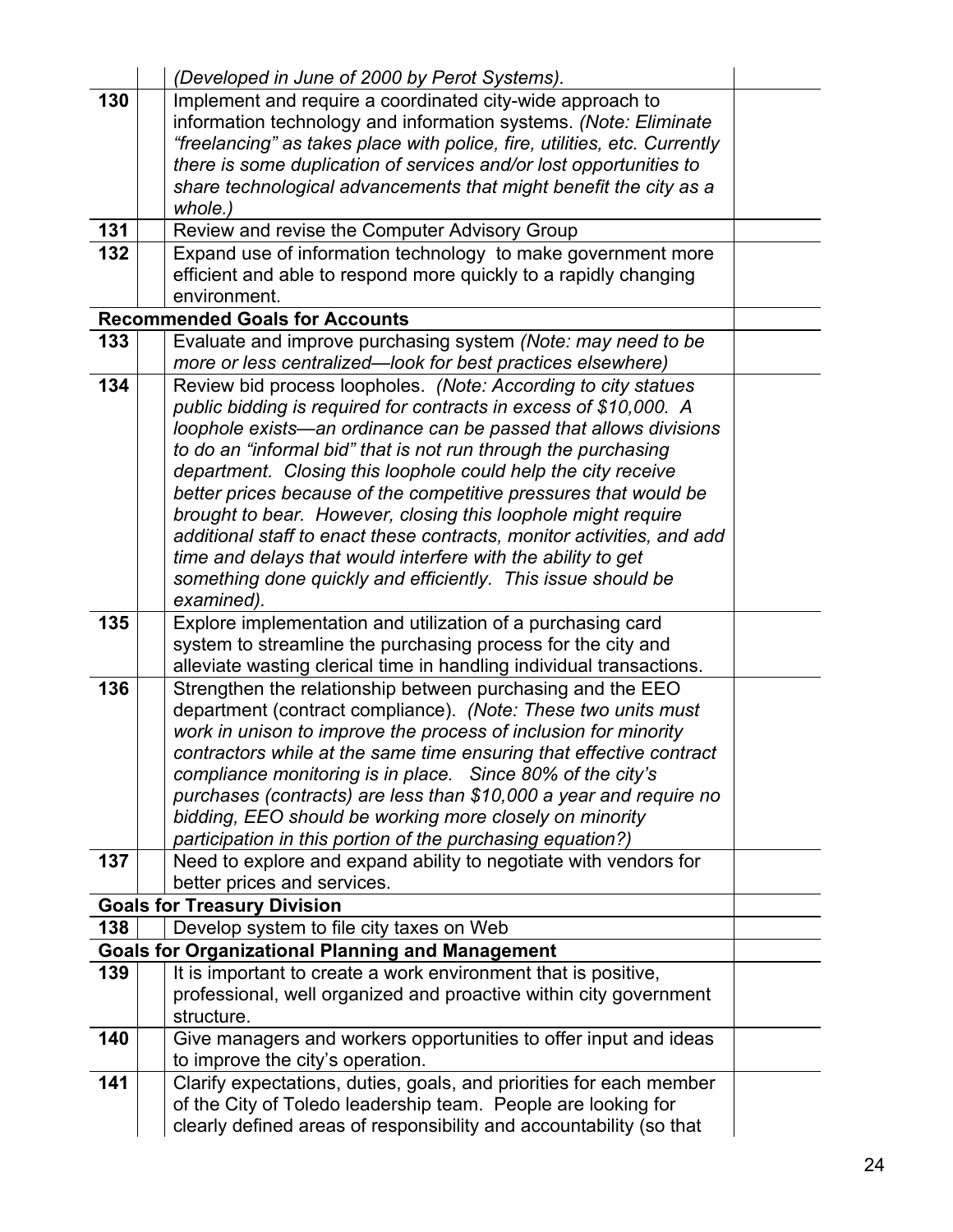| | | | |
|---|---|---|---|
| | | *(Developed in June of 2000 by Perot Systems).* | |
| **130** | | Implement and require a coordinated city-wide approach to information technology and information systems. *(Note: Eliminate "freelancing" as takes place with police, fire, utilities, etc. Currently there is some duplication of services and/or lost opportunities to share technological advancements that might benefit the city as a whole.)* | |
| **131** | | Review and revise the Computer Advisory Group | |
| **132** | | Expand use of information technology to make government more efficient and able to respond more quickly to a rapidly changing environment. | |
| **Recommended Goals for Accounts** | | | |
| **133** | | Evaluate and improve purchasing system *(Note: may need to be more or less centralized—look for best practices elsewhere)* | |
| **134** | | Review bid process loopholes. *(Note: According to city statues public bidding is required for contracts in excess of $10,000. A loophole exists—an ordinance can be passed that allows divisions to do an "informal bid" that is not run through the purchasing department. Closing this loophole could help the city receive better prices because of the competitive pressures that would be brought to bear. However, closing this loophole might require additional staff to enact these contracts, monitor activities, and add time and delays that would interfere with the ability to get something done quickly and efficiently. This issue should be examined).* | |
| **135** | | Explore implementation and utilization of a purchasing card system to streamline the purchasing process for the city and alleviate wasting clerical time in handling individual transactions. | |
| **136** | | Strengthen the relationship between purchasing and the EEO department (contract compliance). *(Note: These two units must work in unison to improve the process of inclusion for minority contractors while at the same time ensuring that effective contract compliance monitoring is in place. Since 80% of the city's purchases (contracts) are less than $10,000 a year and require no bidding, EEO should be working more closely on minority participation in this portion of the purchasing equation?)* | |
| **137** | | Need to explore and expand ability to negotiate with vendors for better prices and services. | |
| **Goals for Treasury Division** | | | |
| **138** | | Develop system to file city taxes on Web | |
| **Goals for Organizational Planning and Management** | | | |
| **139** | | It is important to create a work environment that is positive, professional, well organized and proactive within city government structure. | |
| **140** | | Give managers and workers opportunities to offer input and ideas to improve the city's operation. | |
| **141** | | Clarify expectations, duties, goals, and priorities for each member of the City of Toledo leadership team. People are looking for clearly defined areas of responsibility and accountability (so that | |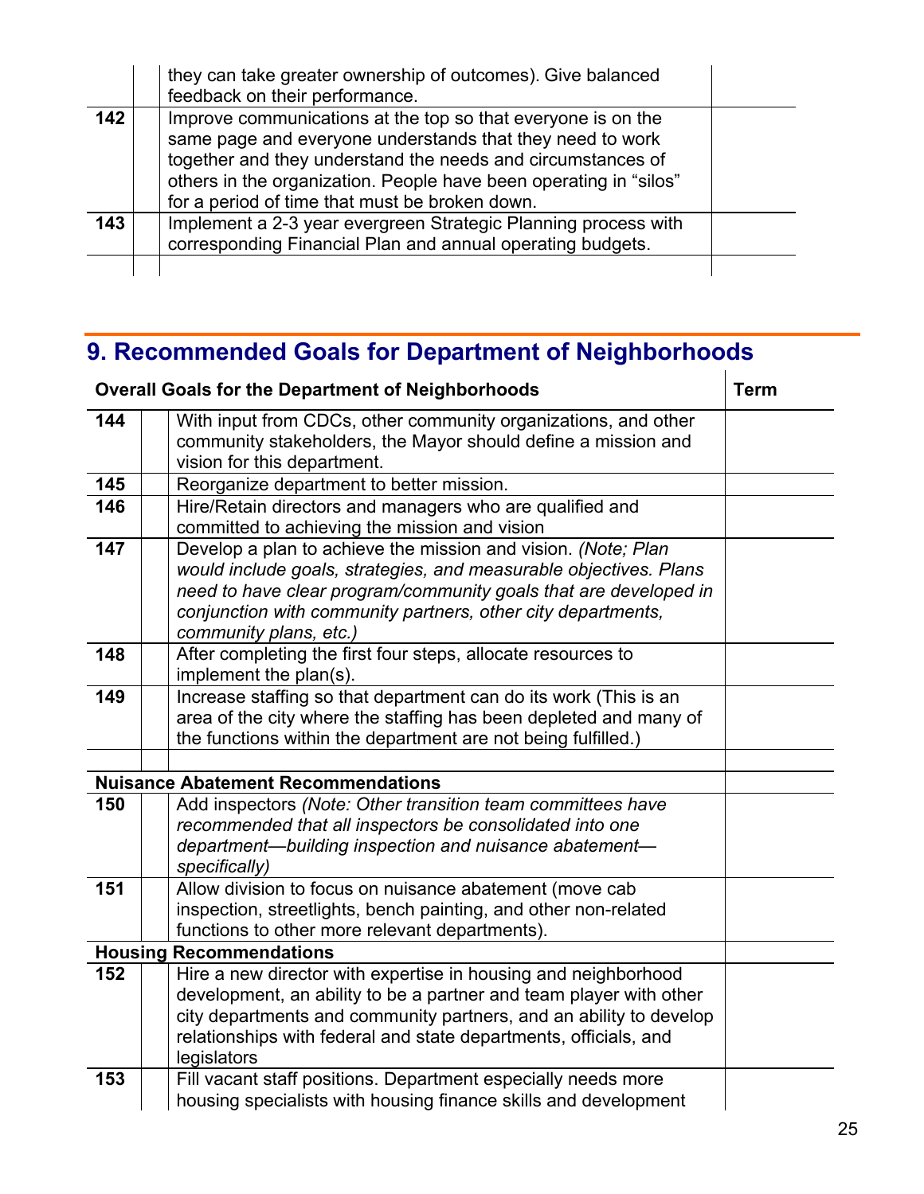| | | | |
|---|---|---|---|
| | | they can take greater ownership of outcomes). Give balanced feedback on their performance. | |
| 142 | | Improve communications at the top so that everyone is on the same page and everyone understands that they need to work together and they understand the needs and circumstances of others in the organization. People have been operating in "silos" for a period of time that must be broken down. | |
| 143 | | Implement a 2-3 year evergreen Strategic Planning process with corresponding Financial Plan and annual operating budgets. | |
| | | | |

## 9. Recommended Goals for Department of Neighborhoods

| Overall Goals for the Department of Neighborhoods | | | Term |
|---|---|---|---|
| 144 | | With input from CDCs, other community organizations, and other community stakeholders, the Mayor should define a mission and vision for this department. | |
| 145 | | Reorganize department to better mission. | |
| 146 | | Hire/Retain directors and managers who are qualified and committed to achieving the mission and vision | |
| 147 | | Develop a plan to achieve the mission and vision. *(Note; Plan would include goals, strategies, and measurable objectives. Plans need to have clear program/community goals that are developed in conjunction with community partners, other city departments, community plans, etc.)* | |
| 148 | | After completing the first four steps, allocate resources to implement the plan(s). | |
| 149 | | Increase staffing so that department can do its work (This is an area of the city where the staffing has been depleted and many of the functions within the department are not being fulfilled.) | |
| | | | |
| **Nuisance Abatement Recommendations** | | | |
| 150 | | Add inspectors *(Note: Other transition team committees have recommended that all inspectors be consolidated into one department—building inspection and nuisance abatement—specifically)* | |
| 151 | | Allow division to focus on nuisance abatement (move cab inspection, streetlights, bench painting, and other non-related functions to other more relevant departments). | |
| **Housing Recommendations** | | | |
| 152 | | Hire a new director with expertise in housing and neighborhood development, an ability to be a partner and team player with other city departments and community partners, and an ability to develop relationships with federal and state departments, officials, and legislators | |
| 153 | | Fill vacant staff positions. Department especially needs more housing specialists with housing finance skills and development | |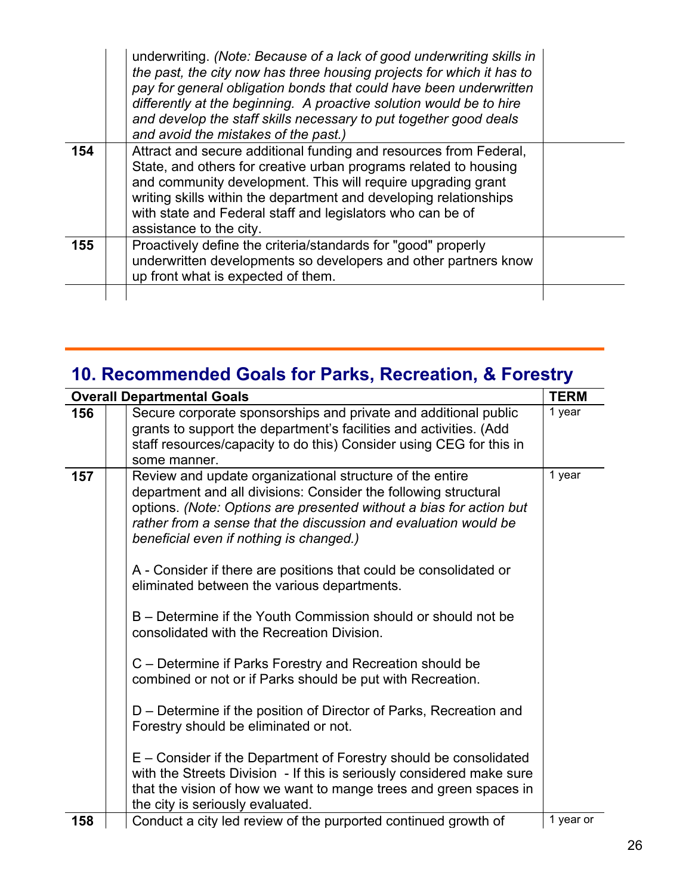| | | | |
|---|---|---|---|
| | | underwriting. *(Note: Because of a lack of good underwriting skills in the past, the city now has three housing projects for which it has to pay for general obligation bonds that could have been underwritten differently at the beginning. A proactive solution would be to hire and develop the staff skills necessary to put together good deals and avoid the mistakes of the past.)* | |
| **154** | | Attract and secure additional funding and resources from Federal, State, and others for creative urban programs related to housing and community development. This will require upgrading grant writing skills within the department and developing relationships with state and Federal staff and legislators who can be of assistance to the city. | |
| **155** | | Proactively define the criteria/standards for "good" properly underwritten developments so developers and other partners know up front what is expected of them. | |
| | | | |

## 10. Recommended Goals for Parks, Recreation, & Forestry

| **Overall Departmental Goals** | | | **TERM** |
|---|---|---|---|
| **156** | | Secure corporate sponsorships and private and additional public grants to support the department's facilities and activities. (Add staff resources/capacity to do this) Consider using CEG for this in some manner. | 1 year |
| **157** | | Review and update organizational structure of the entire department and all divisions: Consider the following structural options. *(Note: Options are presented without a bias for action but rather from a sense that the discussion and evaluation would be beneficial even if nothing is changed.)*<br><br>A - Consider if there are positions that could be consolidated or eliminated between the various departments.<br><br>B – Determine if the Youth Commission should or should not be consolidated with the Recreation Division.<br><br>C – Determine if Parks Forestry and Recreation should be combined or not or if Parks should be put with Recreation.<br><br>D – Determine if the position of Director of Parks, Recreation and Forestry should be eliminated or not.<br><br>E – Consider if the Department of Forestry should be consolidated with the Streets Division - If this is seriously considered make sure that the vision of how we want to mange trees and green spaces in the city is seriously evaluated. | 1 year |
| **158** | | Conduct a city led review of the purported continued growth of | 1 year or |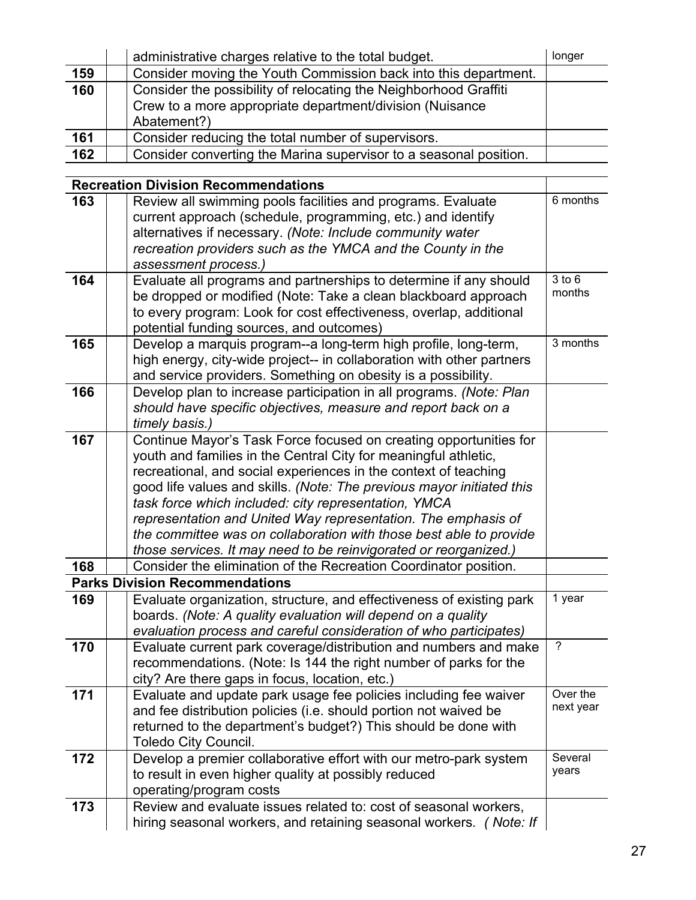| | | | |
|---|---|---|---|
| | | administrative charges relative to the total budget. | longer |
| **159** | | Consider moving the Youth Commission back into this department. | |
| **160** | | Consider the possibility of relocating the Neighborhood Graffiti Crew to a more appropriate department/division (Nuisance Abatement?) | |
| **161** | | Consider reducing the total number of supervisors. | |
| **162** | | Consider converting the Marina supervisor to a seasonal position. | |

| **Recreation Division Recommendations** | | | |
|---|---|---|---|
| **163** | | Review all swimming pools facilities and programs. Evaluate current approach (schedule, programming, etc.) and identify alternatives if necessary. *(Note: Include community water recreation providers such as the YMCA and the County in the assessment process.)* | 6 months |
| **164** | | Evaluate all programs and partnerships to determine if any should be dropped or modified (Note: Take a clean blackboard approach to every program: Look for cost effectiveness, overlap, additional potential funding sources, and outcomes) | 3 to 6 months |
| **165** | | Develop a marquis program--a long-term high profile, long-term, high energy, city-wide project-- in collaboration with other partners and service providers. Something on obesity is a possibility. | 3 months |
| **166** | | Develop plan to increase participation in all programs. *(Note: Plan should have specific objectives, measure and report back on a timely basis.)* | |
| **167** | | Continue Mayor's Task Force focused on creating opportunities for youth and families in the Central City for meaningful athletic, recreational, and social experiences in the context of teaching good life values and skills. *(Note: The previous mayor initiated this task force which included: city representation, YMCA representation and United Way representation. The emphasis of the committee was on collaboration with those best able to provide those services. It may need to be reinvigorated or reorganized.)* | |
| **168** | | Consider the elimination of the Recreation Coordinator position. | |
| **Parks Division Recommendations** | | | |
| **169** | | Evaluate organization, structure, and effectiveness of existing park boards. *(Note: A quality evaluation will depend on a quality evaluation process and careful consideration of who participates)* | 1 year |
| **170** | | Evaluate current park coverage/distribution and numbers and make recommendations. (Note: Is 144 the right number of parks for the city? Are there gaps in focus, location, etc.) | ? |
| **171** | | Evaluate and update park usage fee policies including fee waiver and fee distribution policies (i.e. should portion not waived be returned to the department's budget?) This should be done with Toledo City Council. | Over the next year |
| **172** | | Develop a premier collaborative effort with our metro-park system to result in even higher quality at possibly reduced operating/program costs | Several years |
| **173** | | Review and evaluate issues related to: cost of seasonal workers, hiring seasonal workers, and retaining seasonal workers. *( Note: If* | |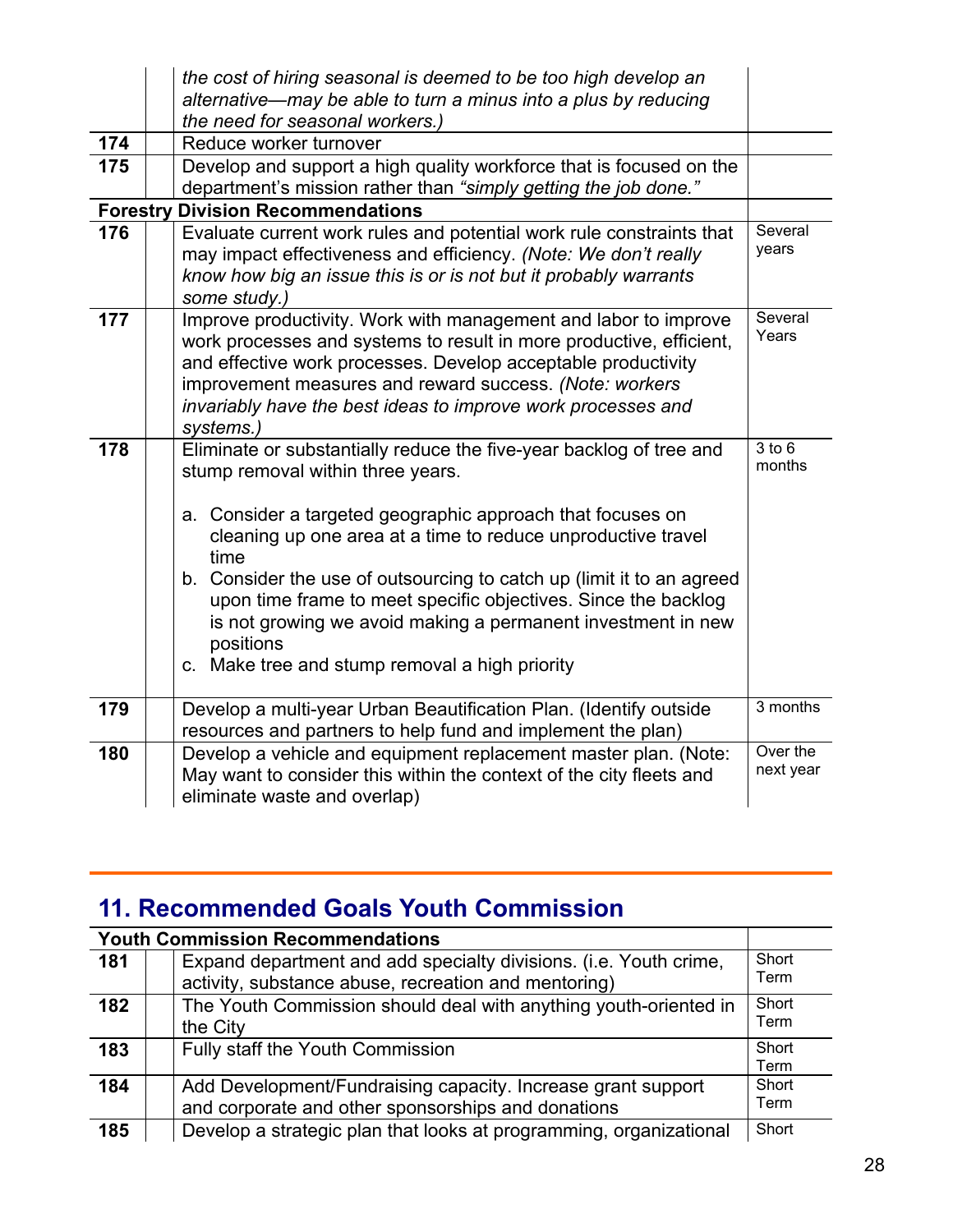| | | | |
|---|---|---|---|
| | | *the cost of hiring seasonal is deemed to be too high develop an alternative—may be able to turn a minus into a plus by reducing the need for seasonal workers.)* | |
| **174** | | Reduce worker turnover | |
| **175** | | Develop and support a high quality workforce that is focused on the department's mission rather than *"simply getting the job done."* | |
| **Forestry Division Recommendations** | | | |
| **176** | | Evaluate current work rules and potential work rule constraints that may impact effectiveness and efficiency. *(Note: We don't really know how big an issue this is or is not but it probably warrants some study.)* | Several years |
| **177** | | Improve productivity. Work with management and labor to improve work processes and systems to result in more productive, efficient, and effective work processes. Develop acceptable productivity improvement measures and reward success. *(Note: workers invariably have the best ideas to improve work processes and systems.)* | Several Years |
| **178** | | Eliminate or substantially reduce the five-year backlog of tree and stump removal within three years.<br><br>a. Consider a targeted geographic approach that focuses on cleaning up one area at a time to reduce unproductive travel time<br>b. Consider the use of outsourcing to catch up (limit it to an agreed upon time frame to meet specific objectives. Since the backlog is not growing we avoid making a permanent investment in new positions<br>c. Make tree and stump removal a high priority | 3 to 6 months |
| **179** | | Develop a multi-year Urban Beautification Plan. (Identify outside resources and partners to help fund and implement the plan) | 3 months |
| **180** | | Develop a vehicle and equipment replacement master plan. (Note: May want to consider this within the context of the city fleets and eliminate waste and overlap) | Over the next year |

## 11. Recommended Goals Youth Commission

| **Youth Commission Recommendations** | | | |
|---|---|---|---|
| **181** | | Expand department and add specialty divisions. (i.e. Youth crime, activity, substance abuse, recreation and mentoring) | Short Term |
| **182** | | The Youth Commission should deal with anything youth-oriented in the City | Short Term |
| **183** | | Fully staff the Youth Commission | Short Term |
| **184** | | Add Development/Fundraising capacity. Increase grant support and corporate and other sponsorships and donations | Short Term |
| **185** | | Develop a strategic plan that looks at programming, organizational | Short |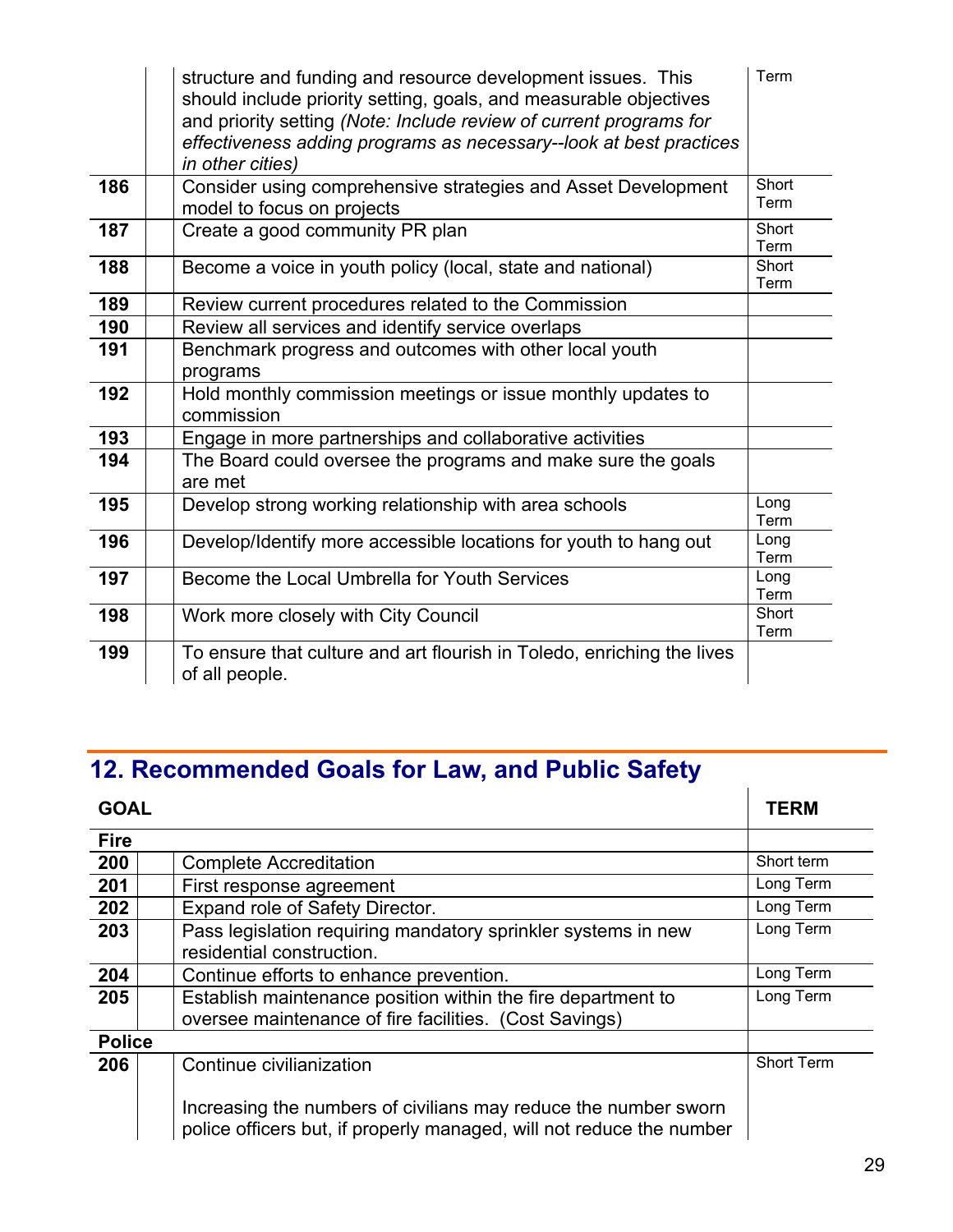| | | | |
|---|---|---|---|
| | | structure and funding and resource development issues. This should include priority setting, goals, and measurable objectives and priority setting *(Note: Include review of current programs for effectiveness adding programs as necessary--look at best practices in other cities)* | Term |
| **186** | | Consider using comprehensive strategies and Asset Development model to focus on projects | Short Term |
| **187** | | Create a good community PR plan | Short Term |
| **188** | | Become a voice in youth policy (local, state and national) | Short Term |
| **189** | | Review current procedures related to the Commission | |
| **190** | | Review all services and identify service overlaps | |
| **191** | | Benchmark progress and outcomes with other local youth programs | |
| **192** | | Hold monthly commission meetings or issue monthly updates to commission | |
| **193** | | Engage in more partnerships and collaborative activities | |
| **194** | | The Board could oversee the programs and make sure the goals are met | |
| **195** | | Develop strong working relationship with area schools | Long Term |
| **196** | | Develop/Identify more accessible locations for youth to hang out | Long Term |
| **197** | | Become the Local Umbrella for Youth Services | Long Term |
| **198** | | Work more closely with City Council | Short Term |
| **199** | | To ensure that culture and art flourish in Toledo, enriching the lives of all people. | |

## 12. Recommended Goals for Law, and Public Safety

| **GOAL** | | | **TERM** |
|---|---|---|---|
| **Fire** | | | |
| **200** | | Complete Accreditation | Short term |
| **201** | | First response agreement | Long Term |
| **202** | | Expand role of Safety Director. | Long Term |
| **203** | | Pass legislation requiring mandatory sprinkler systems in new residential construction. | Long Term |
| **204** | | Continue efforts to enhance prevention. | Long Term |
| **205** | | Establish maintenance position within the fire department to oversee maintenance of fire facilities. (Cost Savings) | Long Term |
| **Police** | | | |
| **206** | | Continue civilianization<br><br>Increasing the numbers of civilians may reduce the number sworn police officers but, if properly managed, will not reduce the number | Short Term |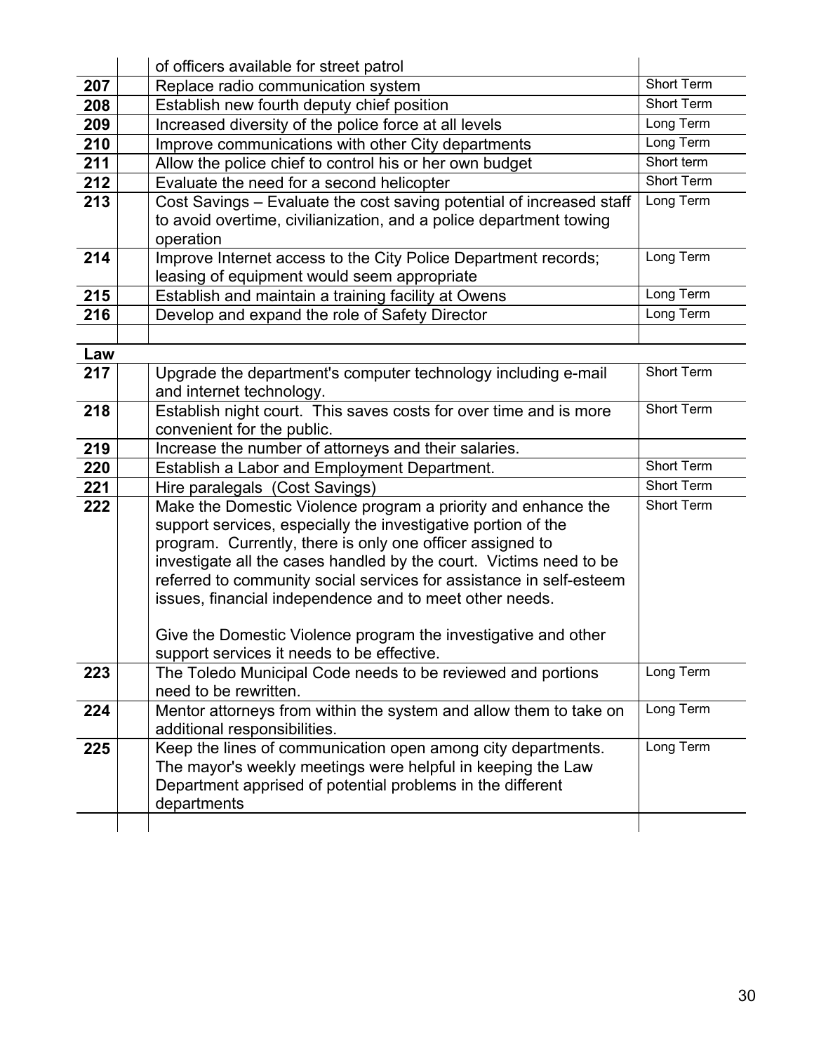| | | | |
|---|---|---|---|
| | | of officers available for street patrol | |
| **207** | | Replace radio communication system | Short Term |
| **208** | | Establish new fourth deputy chief position | Short Term |
| **209** | | Increased diversity of the police force at all levels | Long Term |
| **210** | | Improve communications with other City departments | Long Term |
| **211** | | Allow the police chief to control his or her own budget | Short term |
| **212** | | Evaluate the need for a second helicopter | Short Term |
| **213** | | Cost Savings – Evaluate the cost saving potential of increased staff to avoid overtime, civilianization, and a police department towing operation | Long Term |
| **214** | | Improve Internet access to the City Police Department records; leasing of equipment would seem appropriate | Long Term |
| **215** | | Establish and maintain a training facility at Owens | Long Term |
| **216** | | Develop and expand the role of Safety Director | Long Term |
| | | | |
| **Law** | | | |
| **217** | | Upgrade the department's computer technology including e-mail and internet technology. | Short Term |
| **218** | | Establish night court. This saves costs for over time and is more convenient for the public. | Short Term |
| **219** | | Increase the number of attorneys and their salaries. | |
| **220** | | Establish a Labor and Employment Department. | Short Term |
| **221** | | Hire paralegals (Cost Savings) | Short Term |
| **222** | | Make the Domestic Violence program a priority and enhance the support services, especially the investigative portion of the program. Currently, there is only one officer assigned to investigate all the cases handled by the court. Victims need to be referred to community social services for assistance in self-esteem issues, financial independence and to meet other needs.<br><br>Give the Domestic Violence program the investigative and other support services it needs to be effective. | Short Term |
| **223** | | The Toledo Municipal Code needs to be reviewed and portions need to be rewritten. | Long Term |
| **224** | | Mentor attorneys from within the system and allow them to take on additional responsibilities. | Long Term |
| **225** | | Keep the lines of communication open among city departments. The mayor's weekly meetings were helpful in keeping the Law Department apprised of potential problems in the different departments | Long Term |
| | | | |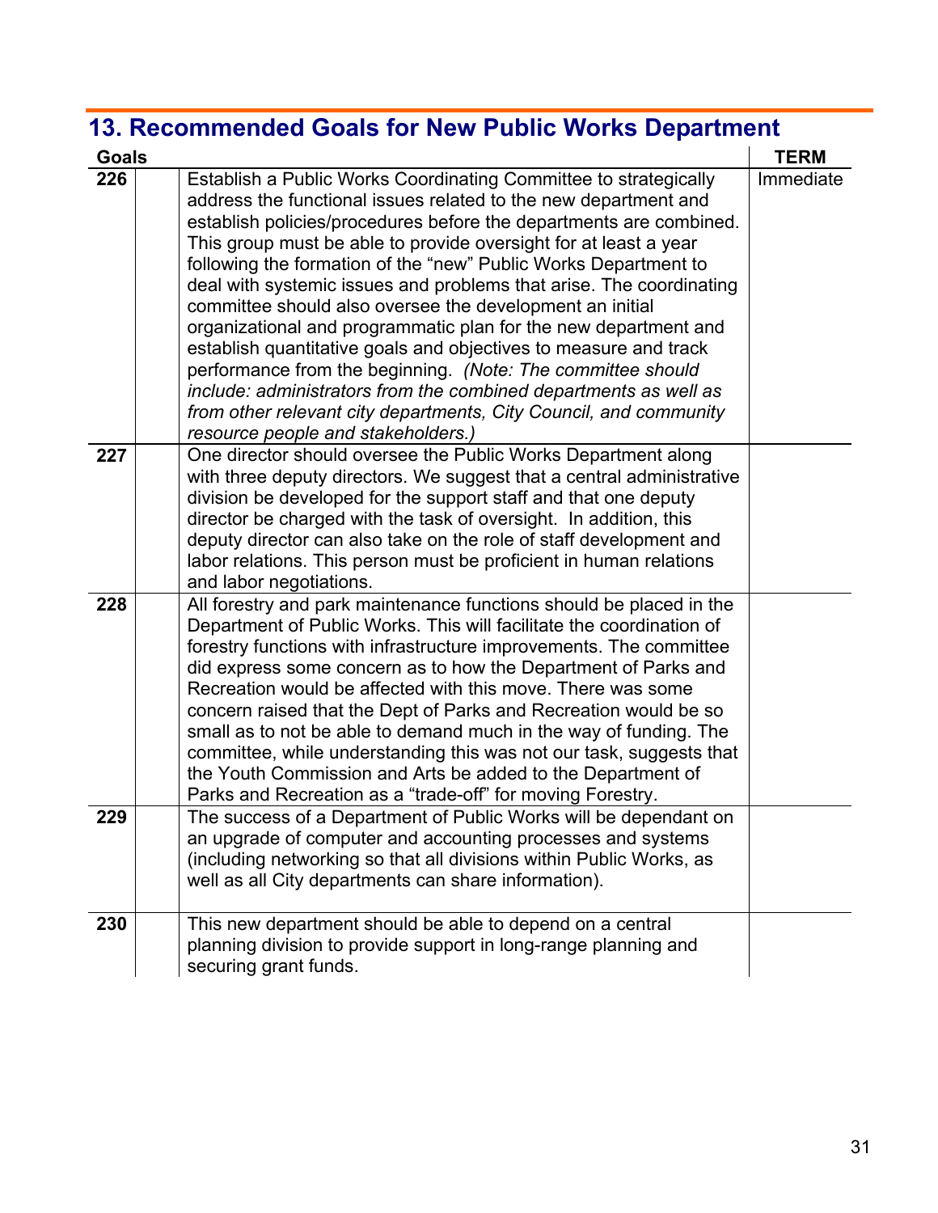## 13. Recommended Goals for New Public Works Department

| Goals | | | TERM |
|---|---|---|---|
| 226 | | Establish a Public Works Coordinating Committee to strategically address the functional issues related to the new department and establish policies/procedures before the departments are combined. This group must be able to provide oversight for at least a year following the formation of the "new" Public Works Department to deal with systemic issues and problems that arise. The coordinating committee should also oversee the development an initial organizational and programmatic plan for the new department and establish quantitative goals and objectives to measure and track performance from the beginning. *(Note: The committee should include: administrators from the combined departments as well as from other relevant city departments, City Council, and community resource people and stakeholders.)* | Immediate |
| 227 | | One director should oversee the Public Works Department along with three deputy directors. We suggest that a central administrative division be developed for the support staff and that one deputy director be charged with the task of oversight. In addition, this deputy director can also take on the role of staff development and labor relations. This person must be proficient in human relations and labor negotiations. | |
| 228 | | All forestry and park maintenance functions should be placed in the Department of Public Works. This will facilitate the coordination of forestry functions with infrastructure improvements. The committee did express some concern as to how the Department of Parks and Recreation would be affected with this move. There was some concern raised that the Dept of Parks and Recreation would be so small as to not be able to demand much in the way of funding. The committee, while understanding this was not our task, suggests that the Youth Commission and Arts be added to the Department of Parks and Recreation as a "trade-off" for moving Forestry. | |
| 229 | | The success of a Department of Public Works will be dependant on an upgrade of computer and accounting processes and systems (including networking so that all divisions within Public Works, as well as all City departments can share information). | |
| 230 | | This new department should be able to depend on a central planning division to provide support in long-range planning and securing grant funds. | |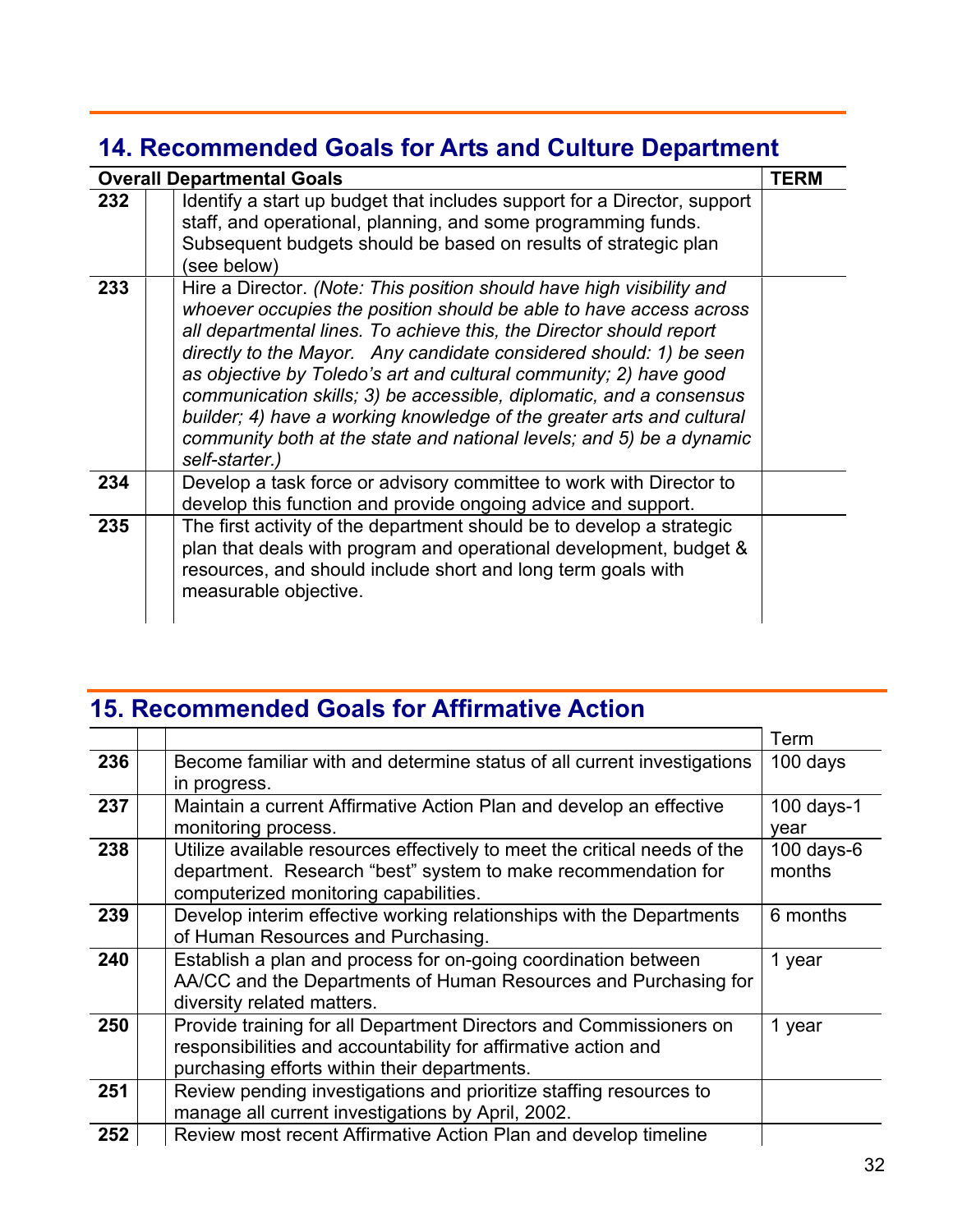## 14. Recommended Goals for Arts and Culture Department

| Overall Departmental Goals | | | TERM |
|---|---|---|---|
| **232** | | Identify a start up budget that includes support for a Director, support staff, and operational, planning, and some programming funds. Subsequent budgets should be based on results of strategic plan (see below) | |
| **233** | | Hire a Director. *(Note: This position should have high visibility and whoever occupies the position should be able to have access across all departmental lines. To achieve this, the Director should report directly to the Mayor. Any candidate considered should: 1) be seen as objective by Toledo's art and cultural community; 2) have good communication skills; 3) be accessible, diplomatic, and a consensus builder; 4) have a working knowledge of the greater arts and cultural community both at the state and national levels; and 5) be a dynamic self-starter.)* | |
| **234** | | Develop a task force or advisory committee to work with Director to develop this function and provide ongoing advice and support. | |
| **235** | | The first activity of the department should be to develop a strategic plan that deals with program and operational development, budget & resources, and should include short and long term goals with measurable objective. | |

## 15. Recommended Goals for Affirmative Action

| | | | Term |
|---|---|---|---|
| **236** | | Become familiar with and determine status of all current investigations in progress. | 100 days |
| **237** | | Maintain a current Affirmative Action Plan and develop an effective monitoring process. | 100 days-1 year |
| **238** | | Utilize available resources effectively to meet the critical needs of the department. Research "best" system to make recommendation for computerized monitoring capabilities. | 100 days-6 months |
| **239** | | Develop interim effective working relationships with the Departments of Human Resources and Purchasing. | 6 months |
| **240** | | Establish a plan and process for on-going coordination between AA/CC and the Departments of Human Resources and Purchasing for diversity related matters. | 1 year |
| **250** | | Provide training for all Department Directors and Commissioners on responsibilities and accountability for affirmative action and purchasing efforts within their departments. | 1 year |
| **251** | | Review pending investigations and prioritize staffing resources to manage all current investigations by April, 2002. | |
| **252** | | Review most recent Affirmative Action Plan and develop timeline | |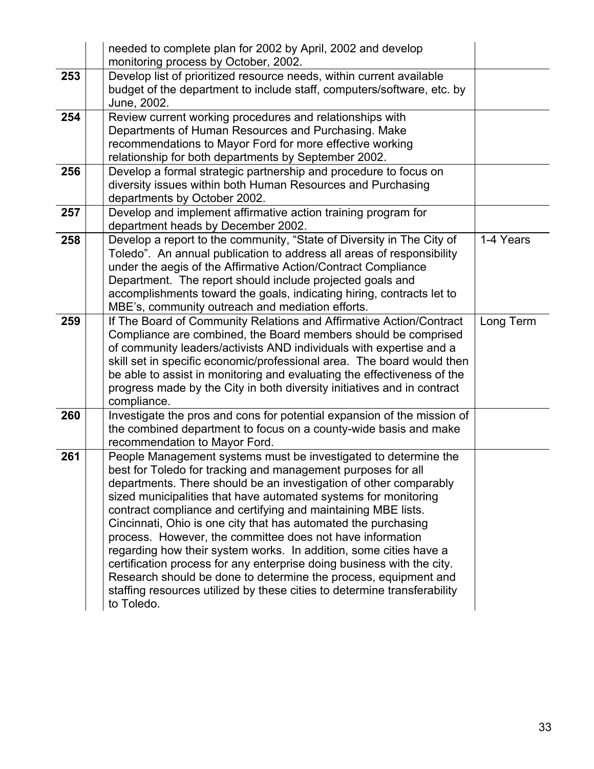| | | | |
|---|---|---|---|
| | | needed to complete plan for 2002 by April, 2002 and develop monitoring process by October, 2002. | |
| **253** | | Develop list of prioritized resource needs, within current available budget of the department to include staff, computers/software, etc. by June, 2002. | |
| **254** | | Review current working procedures and relationships with Departments of Human Resources and Purchasing. Make recommendations to Mayor Ford for more effective working relationship for both departments by September 2002. | |
| **256** | | Develop a formal strategic partnership and procedure to focus on diversity issues within both Human Resources and Purchasing departments by October 2002. | |
| **257** | | Develop and implement affirmative action training program for department heads by December 2002. | |
| **258** | | Develop a report to the community, "State of Diversity in The City of Toledo". An annual publication to address all areas of responsibility under the aegis of the Affirmative Action/Contract Compliance Department. The report should include projected goals and accomplishments toward the goals, indicating hiring, contracts let to MBE's, community outreach and mediation efforts. | 1-4 Years |
| **259** | | If The Board of Community Relations and Affirmative Action/Contract Compliance are combined, the Board members should be comprised of community leaders/activists AND individuals with expertise and a skill set in specific economic/professional area. The board would then be able to assist in monitoring and evaluating the effectiveness of the progress made by the City in both diversity initiatives and in contract compliance. | Long Term |
| **260** | | Investigate the pros and cons for potential expansion of the mission of the combined department to focus on a county-wide basis and make recommendation to Mayor Ford. | |
| **261** | | People Management systems must be investigated to determine the best for Toledo for tracking and management purposes for all departments. There should be an investigation of other comparably sized municipalities that have automated systems for monitoring contract compliance and certifying and maintaining MBE lists. Cincinnati, Ohio is one city that has automated the purchasing process. However, the committee does not have information regarding how their system works. In addition, some cities have a certification process for any enterprise doing business with the city. Research should be done to determine the process, equipment and staffing resources utilized by these cities to determine transferability to Toledo. | |